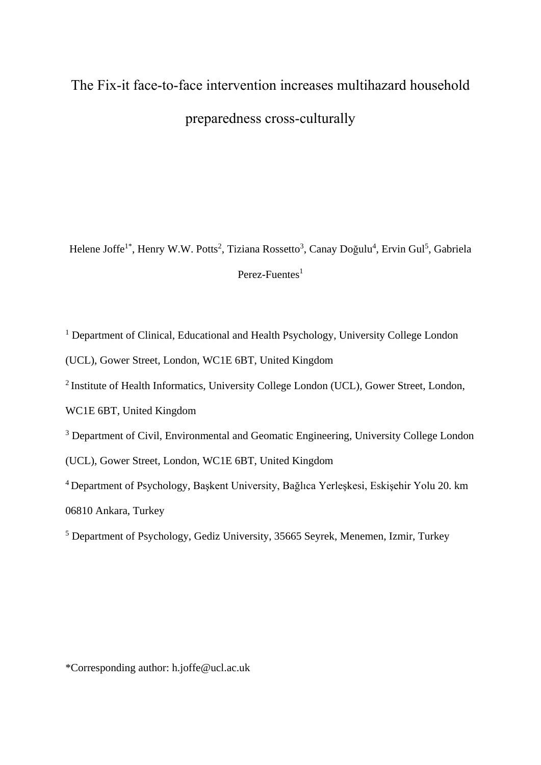# The Fix-it face-to-face intervention increases multihazard household preparedness cross-culturally

Helene Joffe[1*], Henry W.W. Potts[2], Tiziana Rossetto[3], Canay Doğulu[4], Ervin Gul[5], Gabriela Perez-Fuentes[1]

[1] Department of Clinical, Educational and Health Psychology, University College London (UCL), Gower Street, London, WC1E 6BT, United Kingdom

[2] Institute of Health Informatics, University College London (UCL), Gower Street, London, WC1E 6BT, United Kingdom

[3] Department of Civil, Environmental and Geomatic Engineering, University College London (UCL), Gower Street, London, WC1E 6BT, United Kingdom

[4] Department of Psychology, Başkent University, Bağlıca Yerleşkesi, Eskişehir Yolu 20. km 06810 Ankara, Turkey

[5] Department of Psychology, Gediz University, 35665 Seyrek, Menemen, Izmir, Turkey

*Corresponding author: h.joffe@ucl.ac.uk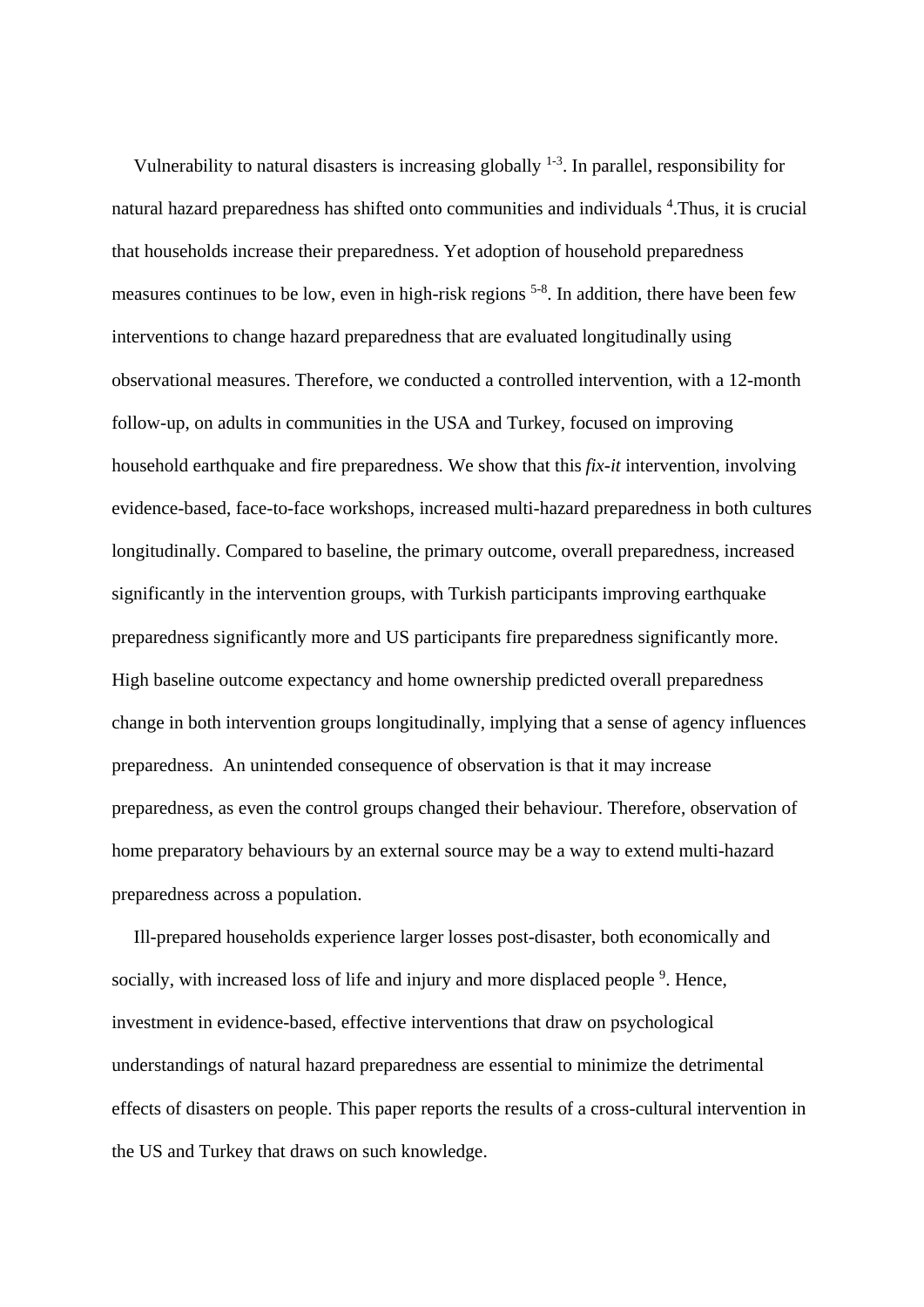Vulnerability to natural disasters is increasing globally [1-3]. In parallel, responsibility for natural hazard preparedness has shifted onto communities and individuals [4].Thus, it is crucial that households increase their preparedness. Yet adoption of household preparedness measures continues to be low, even in high-risk regions [5-8]. In addition, there have been few interventions to change hazard preparedness that are evaluated longitudinally using observational measures. Therefore, we conducted a controlled intervention, with a 12-month follow-up, on adults in communities in the USA and Turkey, focused on improving household earthquake and fire preparedness. We show that this *fix-it* intervention, involving evidence-based, face-to-face workshops, increased multi-hazard preparedness in both cultures longitudinally. Compared to baseline, the primary outcome, overall preparedness, increased significantly in the intervention groups, with Turkish participants improving earthquake preparedness significantly more and US participants fire preparedness significantly more. High baseline outcome expectancy and home ownership predicted overall preparedness change in both intervention groups longitudinally, implying that a sense of agency influences preparedness. An unintended consequence of observation is that it may increase preparedness, as even the control groups changed their behaviour. Therefore, observation of home preparatory behaviours by an external source may be a way to extend multi-hazard preparedness across a population.

Ill-prepared households experience larger losses post-disaster, both economically and socially, with increased loss of life and injury and more displaced people [9]. Hence, investment in evidence-based, effective interventions that draw on psychological understandings of natural hazard preparedness are essential to minimize the detrimental effects of disasters on people. This paper reports the results of a cross-cultural intervention in the US and Turkey that draws on such knowledge.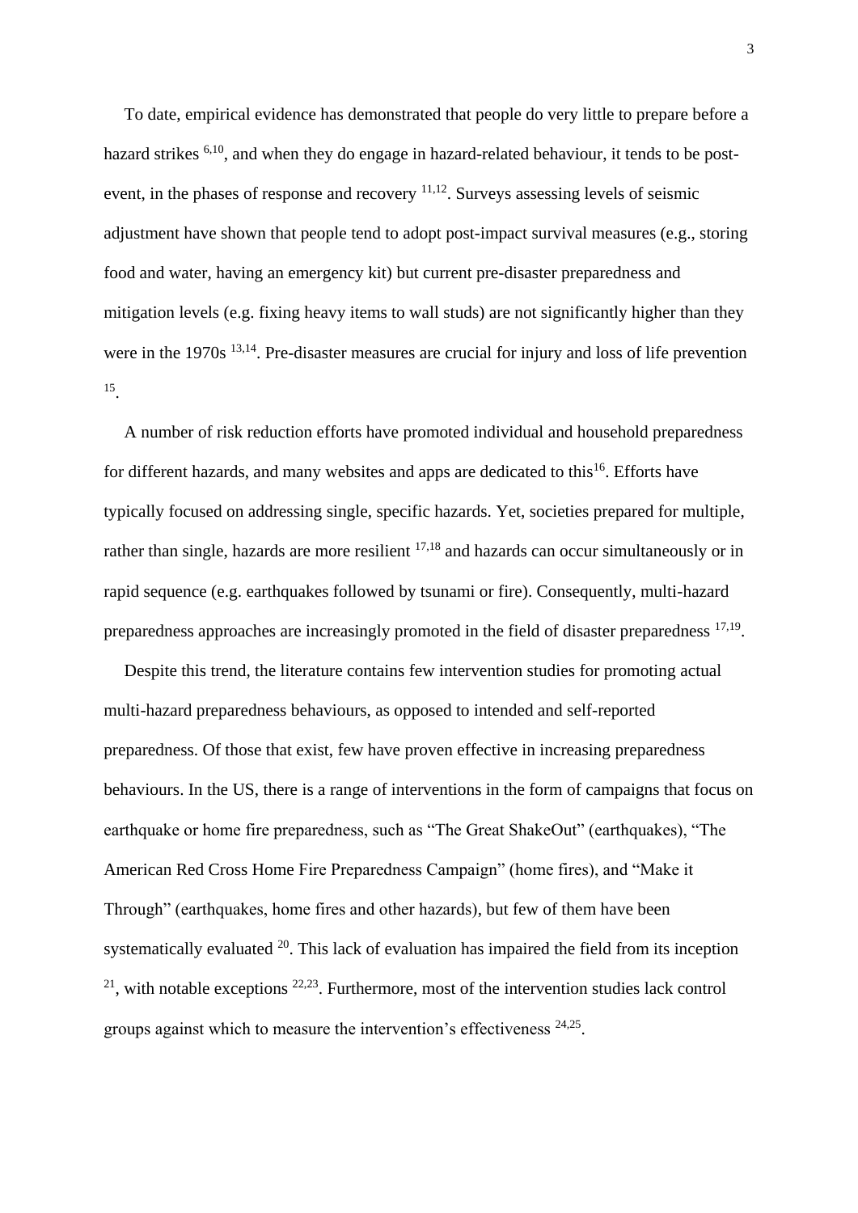To date, empirical evidence has demonstrated that people do very little to prepare before a hazard strikes [6,10], and when they do engage in hazard-related behaviour, it tends to be post-event, in the phases of response and recovery [11,12]. Surveys assessing levels of seismic adjustment have shown that people tend to adopt post-impact survival measures (e.g., storing food and water, having an emergency kit) but current pre-disaster preparedness and mitigation levels (e.g. fixing heavy items to wall studs) are not significantly higher than they were in the 1970s [13,14]. Pre-disaster measures are crucial for injury and loss of life prevention [15].

A number of risk reduction efforts have promoted individual and household preparedness for different hazards, and many websites and apps are dedicated to this[16]. Efforts have typically focused on addressing single, specific hazards. Yet, societies prepared for multiple, rather than single, hazards are more resilient [17,18] and hazards can occur simultaneously or in rapid sequence (e.g. earthquakes followed by tsunami or fire). Consequently, multi-hazard preparedness approaches are increasingly promoted in the field of disaster preparedness [17,19].

Despite this trend, the literature contains few intervention studies for promoting actual multi-hazard preparedness behaviours, as opposed to intended and self-reported preparedness. Of those that exist, few have proven effective in increasing preparedness behaviours. In the US, there is a range of interventions in the form of campaigns that focus on earthquake or home fire preparedness, such as "The Great ShakeOut" (earthquakes), "The American Red Cross Home Fire Preparedness Campaign" (home fires), and "Make it Through" (earthquakes, home fires and other hazards), but few of them have been systematically evaluated [20]. This lack of evaluation has impaired the field from its inception [21], with notable exceptions [22,23]. Furthermore, most of the intervention studies lack control groups against which to measure the intervention's effectiveness [24,25].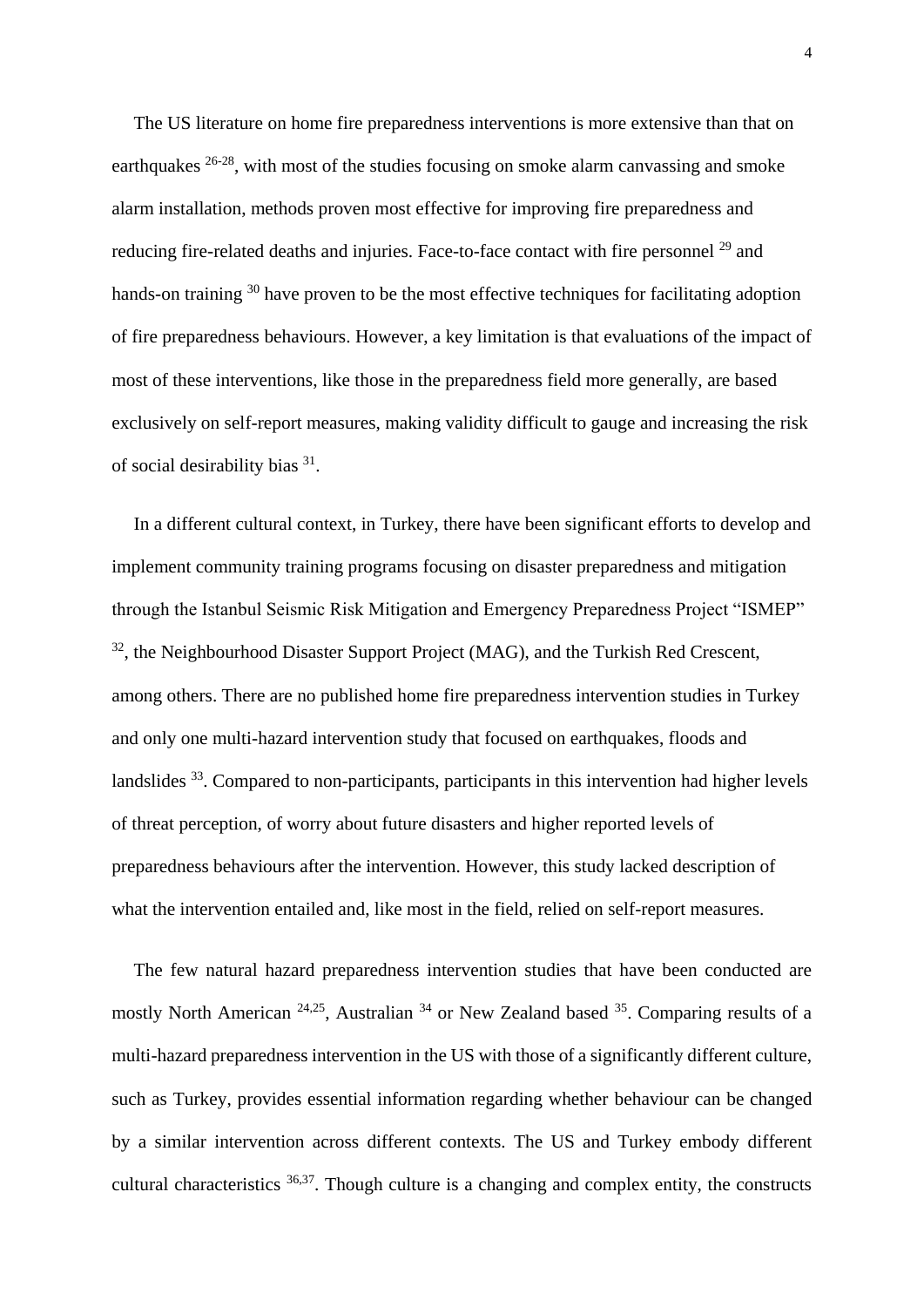The US literature on home fire preparedness interventions is more extensive than that on earthquakes [26-28], with most of the studies focusing on smoke alarm canvassing and smoke alarm installation, methods proven most effective for improving fire preparedness and reducing fire-related deaths and injuries. Face-to-face contact with fire personnel [29] and hands-on training [30] have proven to be the most effective techniques for facilitating adoption of fire preparedness behaviours. However, a key limitation is that evaluations of the impact of most of these interventions, like those in the preparedness field more generally, are based exclusively on self-report measures, making validity difficult to gauge and increasing the risk of social desirability bias [31].

In a different cultural context, in Turkey, there have been significant efforts to develop and implement community training programs focusing on disaster preparedness and mitigation through the Istanbul Seismic Risk Mitigation and Emergency Preparedness Project "ISMEP" [32], the Neighbourhood Disaster Support Project (MAG), and the Turkish Red Crescent, among others. There are no published home fire preparedness intervention studies in Turkey and only one multi-hazard intervention study that focused on earthquakes, floods and landslides [33]. Compared to non-participants, participants in this intervention had higher levels of threat perception, of worry about future disasters and higher reported levels of preparedness behaviours after the intervention. However, this study lacked description of what the intervention entailed and, like most in the field, relied on self-report measures.

The few natural hazard preparedness intervention studies that have been conducted are mostly North American [24,25], Australian [34] or New Zealand based [35]. Comparing results of a multi-hazard preparedness intervention in the US with those of a significantly different culture, such as Turkey, provides essential information regarding whether behaviour can be changed by a similar intervention across different contexts. The US and Turkey embody different cultural characteristics [36,37]. Though culture is a changing and complex entity, the constructs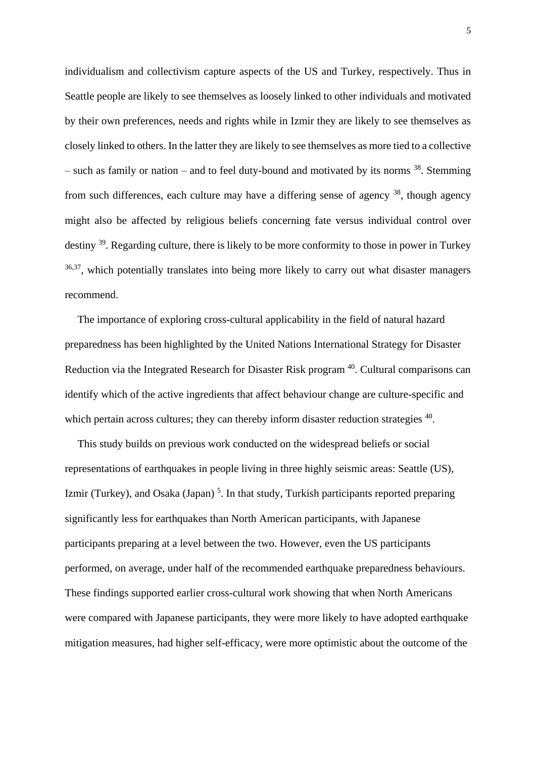individualism and collectivism capture aspects of the US and Turkey, respectively. Thus in Seattle people are likely to see themselves as loosely linked to other individuals and motivated by their own preferences, needs and rights while in Izmir they are likely to see themselves as closely linked to others. In the latter they are likely to see themselves as more tied to a collective – such as family or nation – and to feel duty-bound and motivated by its norms [38]. Stemming from such differences, each culture may have a differing sense of agency [38], though agency might also be affected by religious beliefs concerning fate versus individual control over destiny [39]. Regarding culture, there is likely to be more conformity to those in power in Turkey [36,37], which potentially translates into being more likely to carry out what disaster managers recommend.

The importance of exploring cross-cultural applicability in the field of natural hazard preparedness has been highlighted by the United Nations International Strategy for Disaster Reduction via the Integrated Research for Disaster Risk program [40]. Cultural comparisons can identify which of the active ingredients that affect behaviour change are culture-specific and which pertain across cultures; they can thereby inform disaster reduction strategies [40].

This study builds on previous work conducted on the widespread beliefs or social representations of earthquakes in people living in three highly seismic areas: Seattle (US), Izmir (Turkey), and Osaka (Japan) [5]. In that study, Turkish participants reported preparing significantly less for earthquakes than North American participants, with Japanese participants preparing at a level between the two. However, even the US participants performed, on average, under half of the recommended earthquake preparedness behaviours. These findings supported earlier cross-cultural work showing that when North Americans were compared with Japanese participants, they were more likely to have adopted earthquake mitigation measures, had higher self-efficacy, were more optimistic about the outcome of the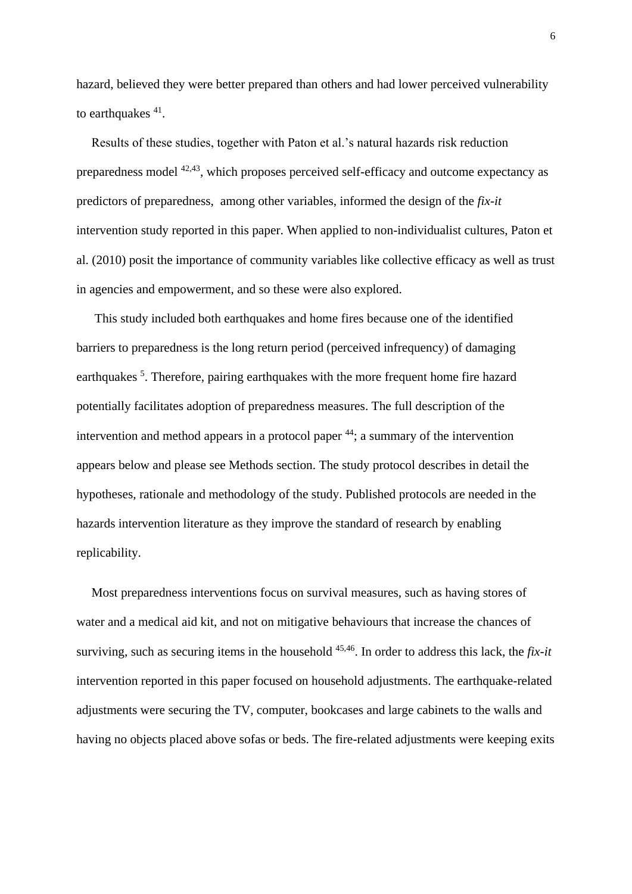hazard, believed they were better prepared than others and had lower perceived vulnerability to earthquakes [41].

Results of these studies, together with Paton et al.'s natural hazards risk reduction preparedness model [42,43], which proposes perceived self-efficacy and outcome expectancy as predictors of preparedness, among other variables, informed the design of the *fix-it* intervention study reported in this paper. When applied to non-individualist cultures, Paton et al. (2010) posit the importance of community variables like collective efficacy as well as trust in agencies and empowerment, and so these were also explored.

This study included both earthquakes and home fires because one of the identified barriers to preparedness is the long return period (perceived infrequency) of damaging earthquakes [5]. Therefore, pairing earthquakes with the more frequent home fire hazard potentially facilitates adoption of preparedness measures. The full description of the intervention and method appears in a protocol paper [44]; a summary of the intervention appears below and please see Methods section. The study protocol describes in detail the hypotheses, rationale and methodology of the study. Published protocols are needed in the hazards intervention literature as they improve the standard of research by enabling replicability.

Most preparedness interventions focus on survival measures, such as having stores of water and a medical aid kit, and not on mitigative behaviours that increase the chances of surviving, such as securing items in the household [45,46]. In order to address this lack, the *fix-it* intervention reported in this paper focused on household adjustments. The earthquake-related adjustments were securing the TV, computer, bookcases and large cabinets to the walls and having no objects placed above sofas or beds. The fire-related adjustments were keeping exits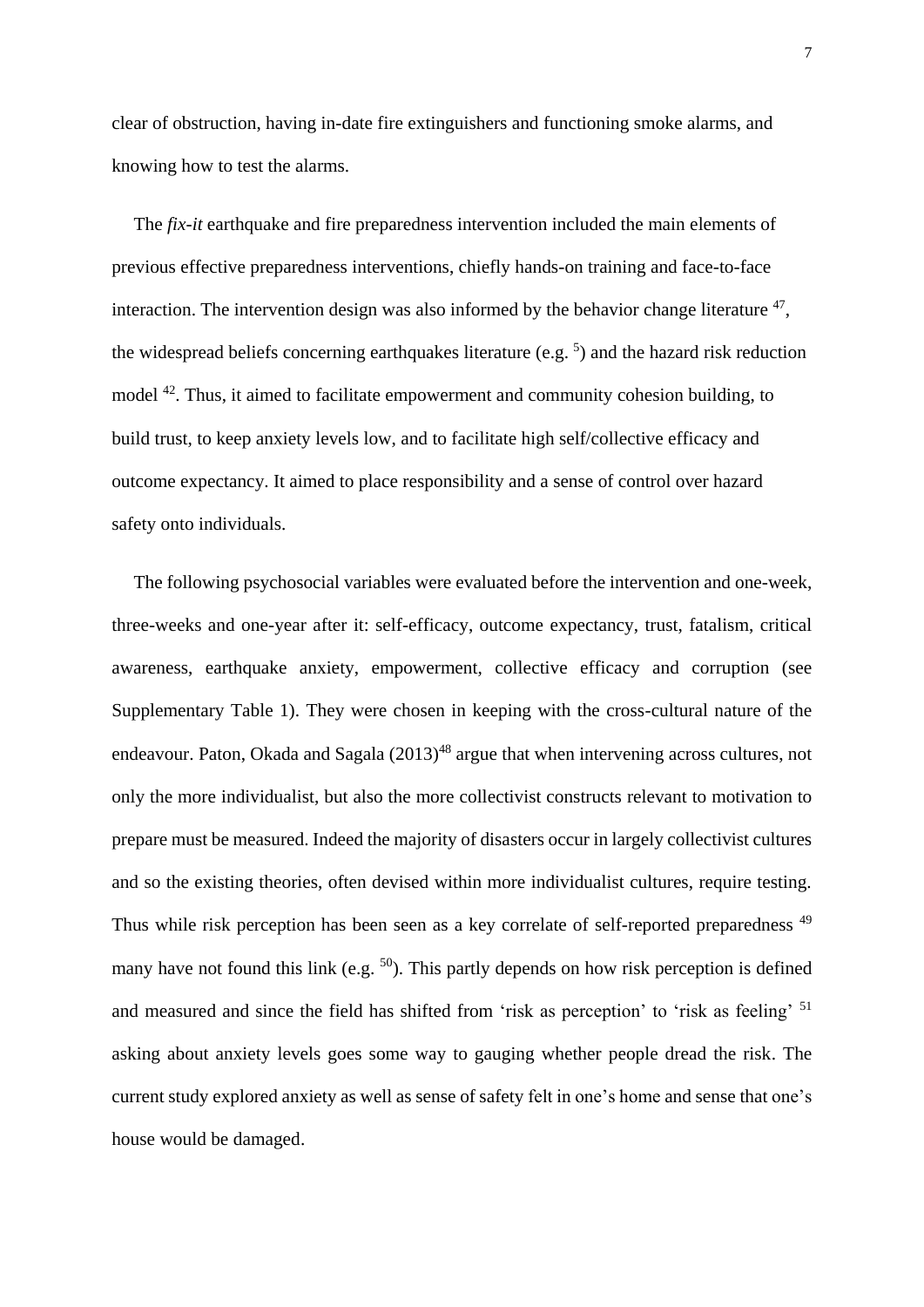clear of obstruction, having in-date fire extinguishers and functioning smoke alarms, and knowing how to test the alarms.

The *fix-it* earthquake and fire preparedness intervention included the main elements of previous effective preparedness interventions, chiefly hands-on training and face-to-face interaction. The intervention design was also informed by the behavior change literature [47], the widespread beliefs concerning earthquakes literature (e.g. [5]) and the hazard risk reduction model [42]. Thus, it aimed to facilitate empowerment and community cohesion building, to build trust, to keep anxiety levels low, and to facilitate high self/collective efficacy and outcome expectancy. It aimed to place responsibility and a sense of control over hazard safety onto individuals.

The following psychosocial variables were evaluated before the intervention and one-week, three-weeks and one-year after it: self-efficacy, outcome expectancy, trust, fatalism, critical awareness, earthquake anxiety, empowerment, collective efficacy and corruption (see Supplementary Table 1). They were chosen in keeping with the cross-cultural nature of the endeavour. Paton, Okada and Sagala (2013)[48] argue that when intervening across cultures, not only the more individualist, but also the more collectivist constructs relevant to motivation to prepare must be measured. Indeed the majority of disasters occur in largely collectivist cultures and so the existing theories, often devised within more individualist cultures, require testing. Thus while risk perception has been seen as a key correlate of self-reported preparedness [49] many have not found this link (e.g. [50]). This partly depends on how risk perception is defined and measured and since the field has shifted from 'risk as perception' to 'risk as feeling' [51] asking about anxiety levels goes some way to gauging whether people dread the risk. The current study explored anxiety as well as sense of safety felt in one's home and sense that one's house would be damaged.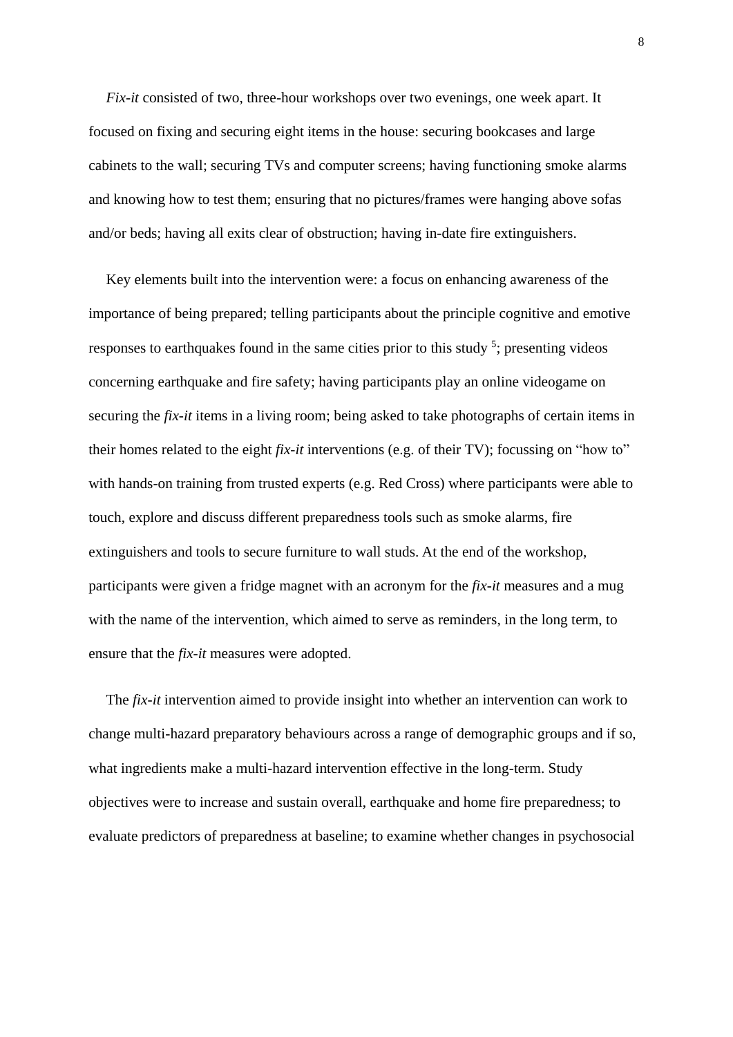*Fix-it* consisted of two, three-hour workshops over two evenings, one week apart. It focused on fixing and securing eight items in the house: securing bookcases and large cabinets to the wall; securing TVs and computer screens; having functioning smoke alarms and knowing how to test them; ensuring that no pictures/frames were hanging above sofas and/or beds; having all exits clear of obstruction; having in-date fire extinguishers.

Key elements built into the intervention were: a focus on enhancing awareness of the importance of being prepared; telling participants about the principle cognitive and emotive responses to earthquakes found in the same cities prior to this study [5]; presenting videos concerning earthquake and fire safety; having participants play an online videogame on securing the *fix-it* items in a living room; being asked to take photographs of certain items in their homes related to the eight *fix-it* interventions (e.g. of their TV); focussing on "how to" with hands-on training from trusted experts (e.g. Red Cross) where participants were able to touch, explore and discuss different preparedness tools such as smoke alarms, fire extinguishers and tools to secure furniture to wall studs. At the end of the workshop, participants were given a fridge magnet with an acronym for the *fix-it* measures and a mug with the name of the intervention, which aimed to serve as reminders, in the long term, to ensure that the *fix-it* measures were adopted.

The *fix-it* intervention aimed to provide insight into whether an intervention can work to change multi-hazard preparatory behaviours across a range of demographic groups and if so, what ingredients make a multi-hazard intervention effective in the long-term. Study objectives were to increase and sustain overall, earthquake and home fire preparedness; to evaluate predictors of preparedness at baseline; to examine whether changes in psychosocial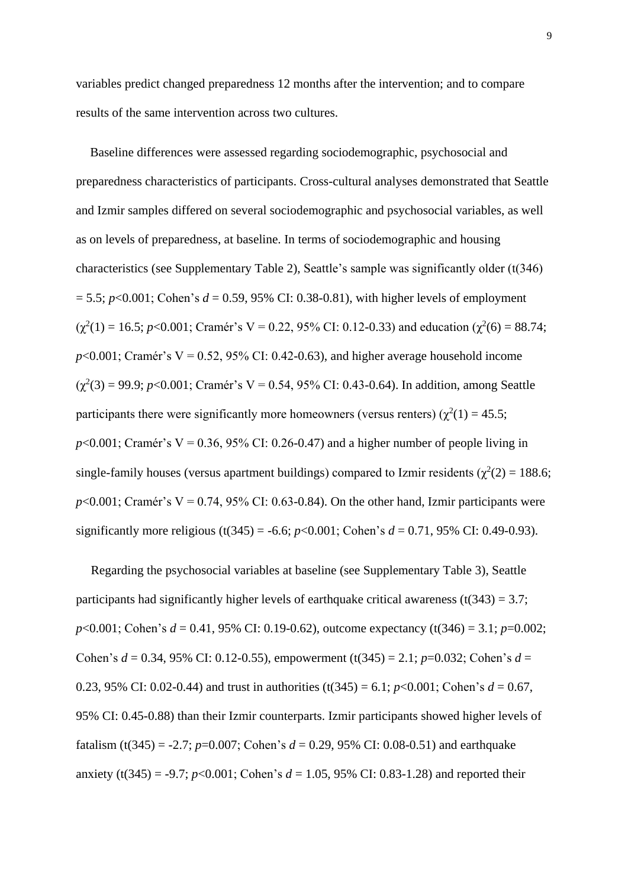variables predict changed preparedness 12 months after the intervention; and to compare results of the same intervention across two cultures.

Baseline differences were assessed regarding sociodemographic, psychosocial and preparedness characteristics of participants. Cross-cultural analyses demonstrated that Seattle and Izmir samples differed on several sociodemographic and psychosocial variables, as well as on levels of preparedness, at baseline. In terms of sociodemographic and housing characteristics (see Supplementary Table 2), Seattle's sample was significantly older ($t(346) = 5.5$; $p<0.001$; Cohen's $d = 0.59$, 95% CI: 0.38-0.81), with higher levels of employment ($\chi^2(1) = 16.5$; $p<0.001$; Cramér's V = 0.22, 95% CI: 0.12-0.33) and education ($\chi^2(6) = 88.74$; $p<0.001$; Cramér's V = 0.52, 95% CI: 0.42-0.63), and higher average household income ($\chi^2(3) = 99.9$; $p<0.001$; Cramér's V = 0.54, 95% CI: 0.43-0.64). In addition, among Seattle participants there were significantly more homeowners (versus renters) ($\chi^2(1) = 45.5$; $p<0.001$; Cramér's V = 0.36, 95% CI: 0.26-0.47) and a higher number of people living in single-family houses (versus apartment buildings) compared to Izmir residents ($\chi^2(2) = 188.6$; $p<0.001$; Cramér's V = 0.74, 95% CI: 0.63-0.84). On the other hand, Izmir participants were significantly more religious ($t(345) = -6.6$; $p<0.001$; Cohen's $d = 0.71$, 95% CI: 0.49-0.93).

Regarding the psychosocial variables at baseline (see Supplementary Table 3), Seattle participants had significantly higher levels of earthquake critical awareness ($t(343) = 3.7$; $p<0.001$; Cohen's $d = 0.41$, 95% CI: 0.19-0.62), outcome expectancy ($t(346) = 3.1$; $p=0.002$; Cohen's $d = 0.34$, 95% CI: 0.12-0.55), empowerment ($t(345) = 2.1$; $p=0.032$; Cohen's $d = 0.23$, 95% CI: 0.02-0.44) and trust in authorities ($t(345) = 6.1$; $p<0.001$; Cohen's $d = 0.67$, 95% CI: 0.45-0.88) than their Izmir counterparts. Izmir participants showed higher levels of fatalism ($t(345) = -2.7$; $p=0.007$; Cohen's $d = 0.29$, 95% CI: 0.08-0.51) and earthquake anxiety ($t(345) = -9.7$; $p<0.001$; Cohen's $d = 1.05$, 95% CI: 0.83-1.28) and reported their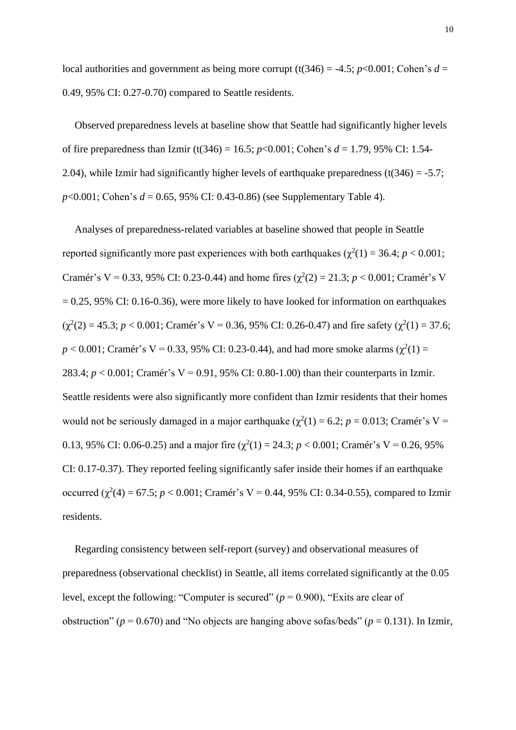local authorities and government as being more corrupt ($t(346) = -4.5$; $p<0.001$; Cohen's $d = 0.49$, 95% CI: 0.27-0.70) compared to Seattle residents.

Observed preparedness levels at baseline show that Seattle had significantly higher levels of fire preparedness than Izmir ($t(346) = 16.5$; $p<0.001$; Cohen's $d = 1.79$, 95% CI: 1.54-2.04), while Izmir had significantly higher levels of earthquake preparedness ($t(346) = -5.7$; $p<0.001$; Cohen's $d = 0.65$, 95% CI: 0.43-0.86) (see Supplementary Table 4).

Analyses of preparedness-related variables at baseline showed that people in Seattle reported significantly more past experiences with both earthquakes ($\chi^2(1) = 36.4$; $p < 0.001$; Cramér's V = 0.33, 95% CI: 0.23-0.44) and home fires ($\chi^2(2) = 21.3$; $p < 0.001$; Cramér's V = 0.25, 95% CI: 0.16-0.36), were more likely to have looked for information on earthquakes ($\chi^2(2) = 45.3$; $p < 0.001$; Cramér's V = 0.36, 95% CI: 0.26-0.47) and fire safety ($\chi^2(1) = 37.6$; $p < 0.001$; Cramér's V = 0.33, 95% CI: 0.23-0.44), and had more smoke alarms ($\chi^2(1) = 283.4$; $p < 0.001$; Cramér's V = 0.91, 95% CI: 0.80-1.00) than their counterparts in Izmir. Seattle residents were also significantly more confident than Izmir residents that their homes would not be seriously damaged in a major earthquake ($\chi^2(1) = 6.2$; $p = 0.013$; Cramér's V = 0.13, 95% CI: 0.06-0.25) and a major fire ($\chi^2(1) = 24.3$; $p < 0.001$; Cramér's V = 0.26, 95% CI: 0.17-0.37). They reported feeling significantly safer inside their homes if an earthquake occurred ($\chi^2(4) = 67.5$; $p < 0.001$; Cramér's V = 0.44, 95% CI: 0.34-0.55), compared to Izmir residents.

Regarding consistency between self-report (survey) and observational measures of preparedness (observational checklist) in Seattle, all items correlated significantly at the 0.05 level, except the following: "Computer is secured" ($p = 0.900$), "Exits are clear of obstruction" ($p = 0.670$) and "No objects are hanging above sofas/beds" ($p = 0.131$). In Izmir,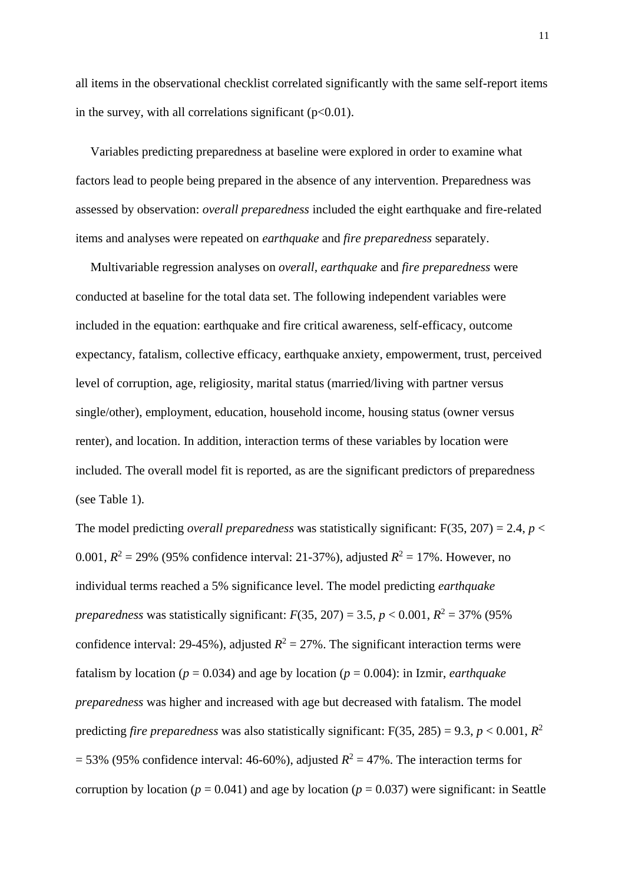all items in the observational checklist correlated significantly with the same self-report items in the survey, with all correlations significant ($p<0.01$).

Variables predicting preparedness at baseline were explored in order to examine what factors lead to people being prepared in the absence of any intervention. Preparedness was assessed by observation: *overall preparedness* included the eight earthquake and fire-related items and analyses were repeated on *earthquake* and *fire preparedness* separately.

Multivariable regression analyses on *overall*, *earthquake* and *fire preparedness* were conducted at baseline for the total data set. The following independent variables were included in the equation: earthquake and fire critical awareness, self-efficacy, outcome expectancy, fatalism, collective efficacy, earthquake anxiety, empowerment, trust, perceived level of corruption, age, religiosity, marital status (married/living with partner versus single/other), employment, education, household income, housing status (owner versus renter), and location. In addition, interaction terms of these variables by location were included. The overall model fit is reported, as are the significant predictors of preparedness (see Table 1).

The model predicting *overall preparedness* was statistically significant: $F(35, 207) = 2.4$, $p < 0.001$, $R^2 = 29\%$ (95% confidence interval: 21-37%), adjusted $R^2 = 17\%$. However, no individual terms reached a 5% significance level. The model predicting *earthquake preparedness* was statistically significant: $F(35, 207) = 3.5$, $p < 0.001$, $R^2 = 37\%$ (95% confidence interval: 29-45%), adjusted $R^2 = 27\%$. The significant interaction terms were fatalism by location ($p = 0.034$) and age by location ($p = 0.004$): in Izmir, *earthquake preparedness* was higher and increased with age but decreased with fatalism. The model predicting *fire preparedness* was also statistically significant: $F(35, 285) = 9.3$, $p < 0.001$, $R^2 = 53\%$ (95% confidence interval: 46-60%), adjusted $R^2 = 47\%$. The interaction terms for corruption by location ($p = 0.041$) and age by location ($p = 0.037$) were significant: in Seattle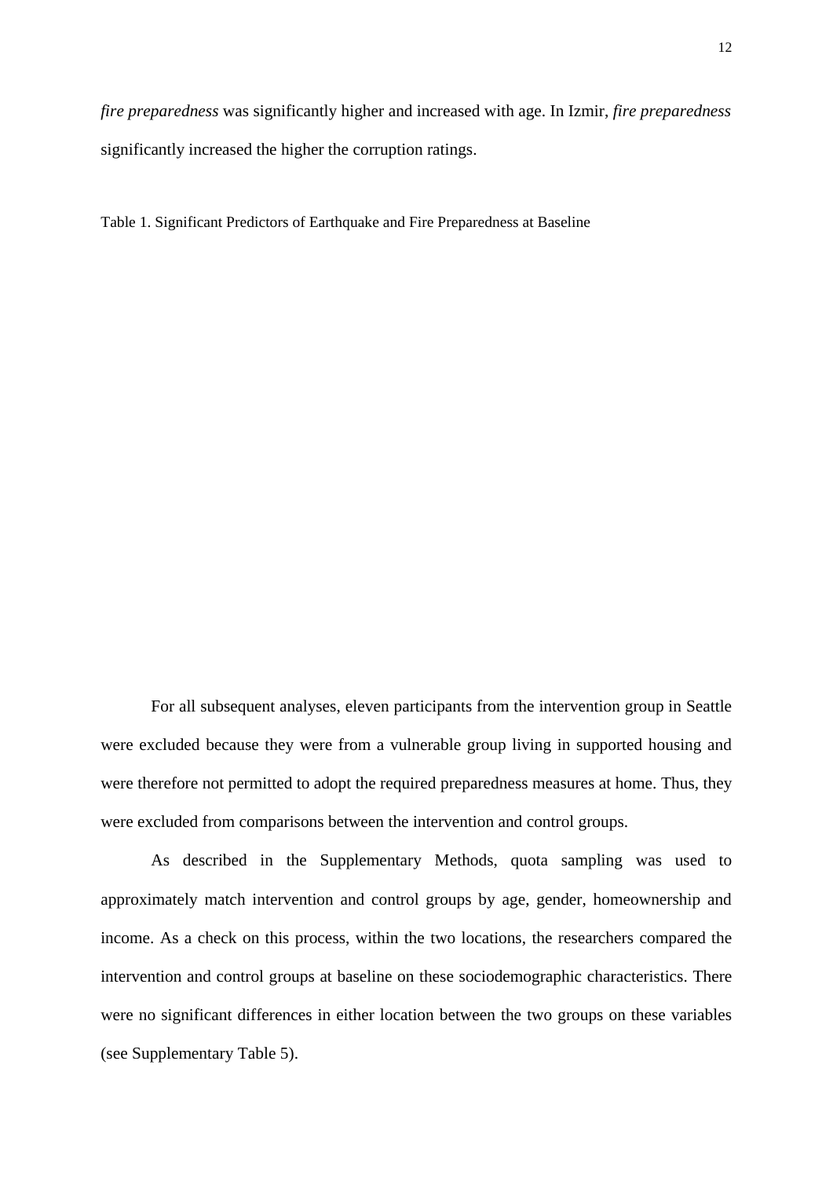*fire preparedness* was significantly higher and increased with age. In Izmir, *fire preparedness* significantly increased the higher the corruption ratings.

Table 1. Significant Predictors of Earthquake and Fire Preparedness at Baseline

For all subsequent analyses, eleven participants from the intervention group in Seattle were excluded because they were from a vulnerable group living in supported housing and were therefore not permitted to adopt the required preparedness measures at home. Thus, they were excluded from comparisons between the intervention and control groups.

As described in the Supplementary Methods, quota sampling was used to approximately match intervention and control groups by age, gender, homeownership and income. As a check on this process, within the two locations, the researchers compared the intervention and control groups at baseline on these sociodemographic characteristics. There were no significant differences in either location between the two groups on these variables (see Supplementary Table 5).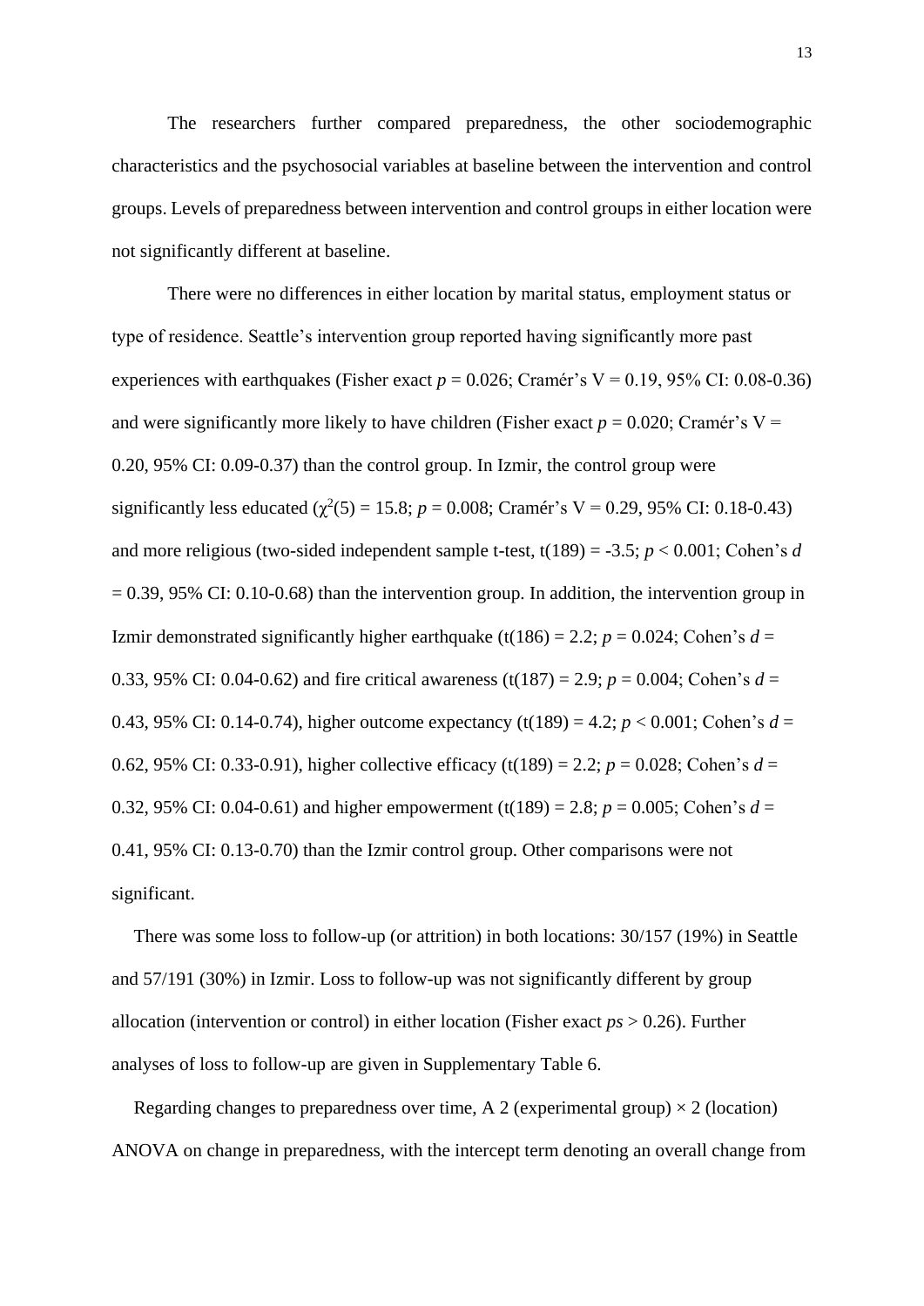The researchers further compared preparedness, the other sociodemographic characteristics and the psychosocial variables at baseline between the intervention and control groups. Levels of preparedness between intervention and control groups in either location were not significantly different at baseline.

There were no differences in either location by marital status, employment status or type of residence. Seattle's intervention group reported having significantly more past experiences with earthquakes (Fisher exact $p = 0.026$; Cramér's V = 0.19, 95% CI: 0.08-0.36) and were significantly more likely to have children (Fisher exact $p = 0.020$; Cramér's V = 0.20, 95% CI: 0.09-0.37) than the control group. In Izmir, the control group were significantly less educated ($\chi^2(5) = 15.8$; $p = 0.008$; Cramér's V = 0.29, 95% CI: 0.18-0.43) and more religious (two-sided independent sample t-test, $t(189) = -3.5$; $p < 0.001$; Cohen's $d$ = 0.39, 95% CI: 0.10-0.68) than the intervention group. In addition, the intervention group in Izmir demonstrated significantly higher earthquake ($t(186) = 2.2$; $p = 0.024$; Cohen's $d$ = 0.33, 95% CI: 0.04-0.62) and fire critical awareness ($t(187) = 2.9$; $p = 0.004$; Cohen's $d$ = 0.43, 95% CI: 0.14-0.74), higher outcome expectancy ($t(189) = 4.2$; $p < 0.001$; Cohen's $d$ = 0.62, 95% CI: 0.33-0.91), higher collective efficacy ($t(189) = 2.2$; $p = 0.028$; Cohen's $d$ = 0.32, 95% CI: 0.04-0.61) and higher empowerment ($t(189) = 2.8$; $p = 0.005$; Cohen's $d$ = 0.41, 95% CI: 0.13-0.70) than the Izmir control group. Other comparisons were not significant.

There was some loss to follow-up (or attrition) in both locations: 30/157 (19%) in Seattle and 57/191 (30%) in Izmir. Loss to follow-up was not significantly different by group allocation (intervention or control) in either location (Fisher exact *ps* > 0.26). Further analyses of loss to follow-up are given in Supplementary Table 6.

Regarding changes to preparedness over time, A 2 (experimental group) × 2 (location) ANOVA on change in preparedness, with the intercept term denoting an overall change from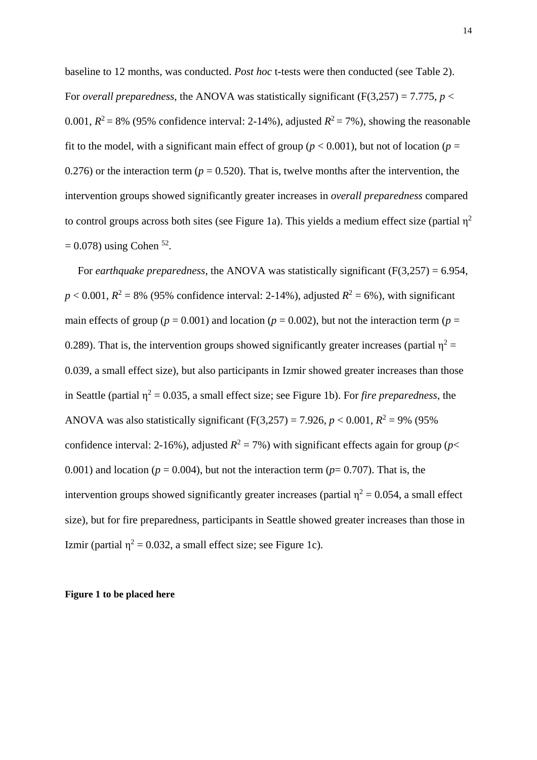baseline to 12 months, was conducted. *Post hoc* t-tests were then conducted (see Table 2). For *overall preparedness*, the ANOVA was statistically significant ($F(3,257) = 7.775$, $p < 0.001$, $R^2 = 8\%$ (95% confidence interval: 2-14%), adjusted $R^2 = 7\%$), showing the reasonable fit to the model, with a significant main effect of group ($p < 0.001$), but not of location ($p = 0.276$) or the interaction term ($p = 0.520$). That is, twelve months after the intervention, the intervention groups showed significantly greater increases in *overall preparedness* compared to control groups across both sites (see Figure 1a). This yields a medium effect size (partial $\eta^2 = 0.078$) using Cohen [52].

For *earthquake preparedness*, the ANOVA was statistically significant ($F(3,257) = 6.954$, $p < 0.001$, $R^2 = 8\%$ (95% confidence interval: 2-14%), adjusted $R^2 = 6\%$), with significant main effects of group ($p = 0.001$) and location ($p = 0.002$), but not the interaction term ($p = 0.289$). That is, the intervention groups showed significantly greater increases (partial $\eta^2 = 0.039$, a small effect size), but also participants in Izmir showed greater increases than those in Seattle (partial $\eta^2 = 0.035$, a small effect size; see Figure 1b). For *fire preparedness*, the ANOVA was also statistically significant ($F(3,257) = 7.926$, $p < 0.001$, $R^2 = 9\%$ (95% confidence interval: 2-16%), adjusted $R^2 = 7\%$) with significant effects again for group ($p < 0.001$) and location ($p = 0.004$), but not the interaction term ($p = 0.707$). That is, the intervention groups showed significantly greater increases (partial $\eta^2 = 0.054$, a small effect size), but for fire preparedness, participants in Seattle showed greater increases than those in Izmir (partial $\eta^2 = 0.032$, a small effect size; see Figure 1c).

**Figure 1 to be placed here**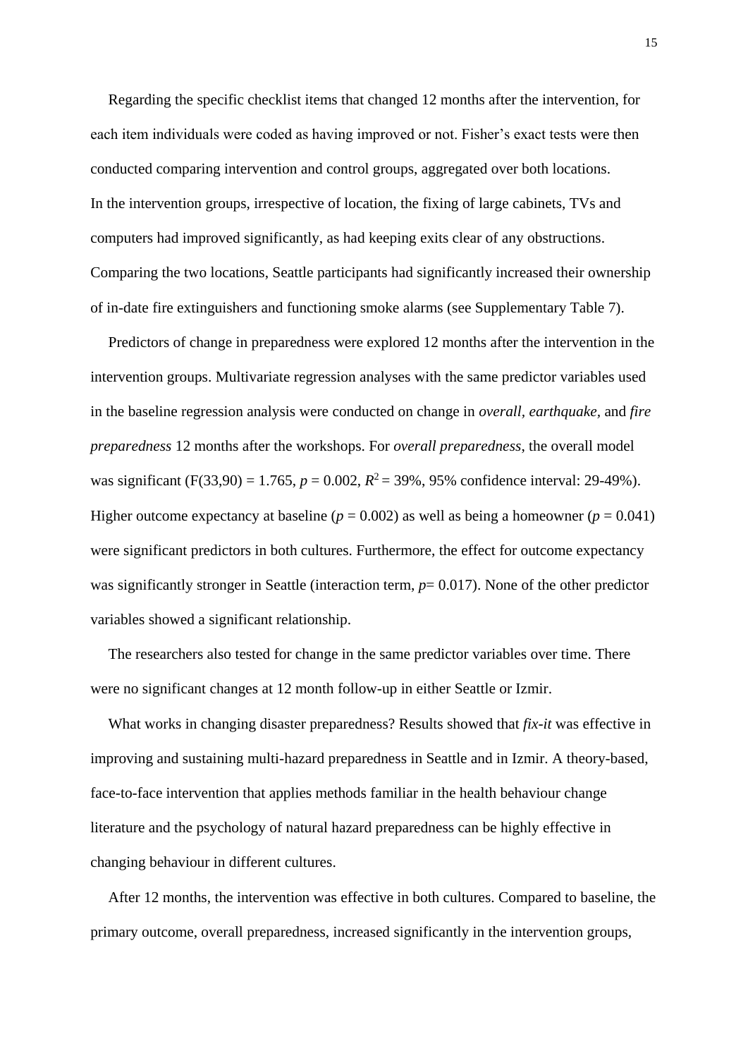Regarding the specific checklist items that changed 12 months after the intervention, for each item individuals were coded as having improved or not. Fisher's exact tests were then conducted comparing intervention and control groups, aggregated over both locations. In the intervention groups, irrespective of location, the fixing of large cabinets, TVs and computers had improved significantly, as had keeping exits clear of any obstructions. Comparing the two locations, Seattle participants had significantly increased their ownership of in-date fire extinguishers and functioning smoke alarms (see Supplementary Table 7).

Predictors of change in preparedness were explored 12 months after the intervention in the intervention groups. Multivariate regression analyses with the same predictor variables used in the baseline regression analysis were conducted on change in *overall, earthquake,* and *fire preparedness* 12 months after the workshops. For *overall preparedness*, the overall model was significant (F(33,90) = 1.765, $p = 0.002$, $R^2 = 39\%$, 95% confidence interval: 29-49%). Higher outcome expectancy at baseline ($p = 0.002$) as well as being a homeowner ($p = 0.041$) were significant predictors in both cultures. Furthermore, the effect for outcome expectancy was significantly stronger in Seattle (interaction term, $p = 0.017$). None of the other predictor variables showed a significant relationship.

The researchers also tested for change in the same predictor variables over time. There were no significant changes at 12 month follow-up in either Seattle or Izmir.

What works in changing disaster preparedness? Results showed that *fix-it* was effective in improving and sustaining multi-hazard preparedness in Seattle and in Izmir. A theory-based, face-to-face intervention that applies methods familiar in the health behaviour change literature and the psychology of natural hazard preparedness can be highly effective in changing behaviour in different cultures.

After 12 months, the intervention was effective in both cultures. Compared to baseline, the primary outcome, overall preparedness, increased significantly in the intervention groups,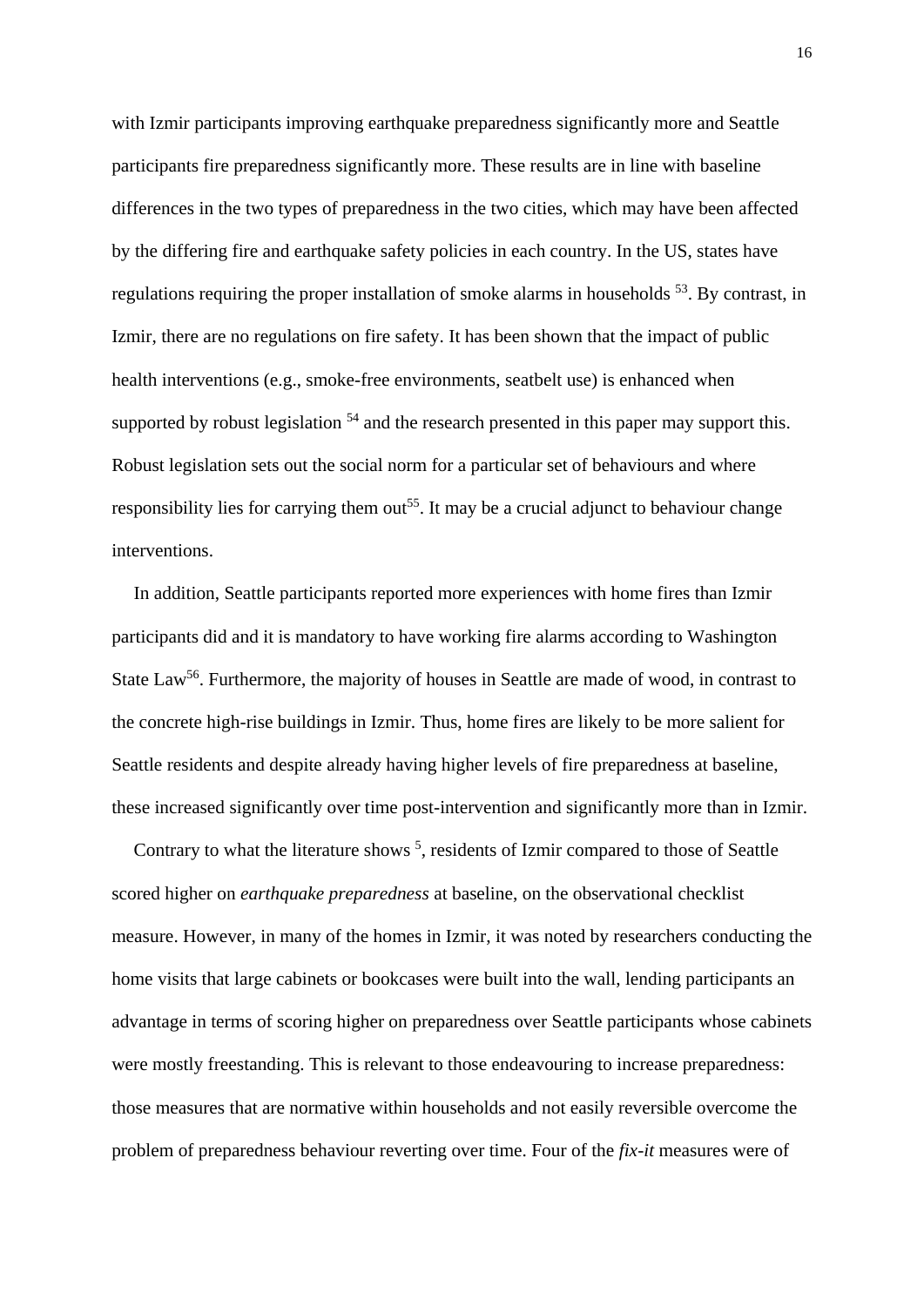with Izmir participants improving earthquake preparedness significantly more and Seattle participants fire preparedness significantly more. These results are in line with baseline differences in the two types of preparedness in the two cities, which may have been affected by the differing fire and earthquake safety policies in each country. In the US, states have regulations requiring the proper installation of smoke alarms in households [53]. By contrast, in Izmir, there are no regulations on fire safety. It has been shown that the impact of public health interventions (e.g., smoke-free environments, seatbelt use) is enhanced when supported by robust legislation [54] and the research presented in this paper may support this. Robust legislation sets out the social norm for a particular set of behaviours and where responsibility lies for carrying them out[55]. It may be a crucial adjunct to behaviour change interventions.

In addition, Seattle participants reported more experiences with home fires than Izmir participants did and it is mandatory to have working fire alarms according to Washington State Law[56]. Furthermore, the majority of houses in Seattle are made of wood, in contrast to the concrete high-rise buildings in Izmir. Thus, home fires are likely to be more salient for Seattle residents and despite already having higher levels of fire preparedness at baseline, these increased significantly over time post-intervention and significantly more than in Izmir.

Contrary to what the literature shows [5], residents of Izmir compared to those of Seattle scored higher on *earthquake preparedness* at baseline, on the observational checklist measure. However, in many of the homes in Izmir, it was noted by researchers conducting the home visits that large cabinets or bookcases were built into the wall, lending participants an advantage in terms of scoring higher on preparedness over Seattle participants whose cabinets were mostly freestanding. This is relevant to those endeavouring to increase preparedness: those measures that are normative within households and not easily reversible overcome the problem of preparedness behaviour reverting over time. Four of the *fix-it* measures were of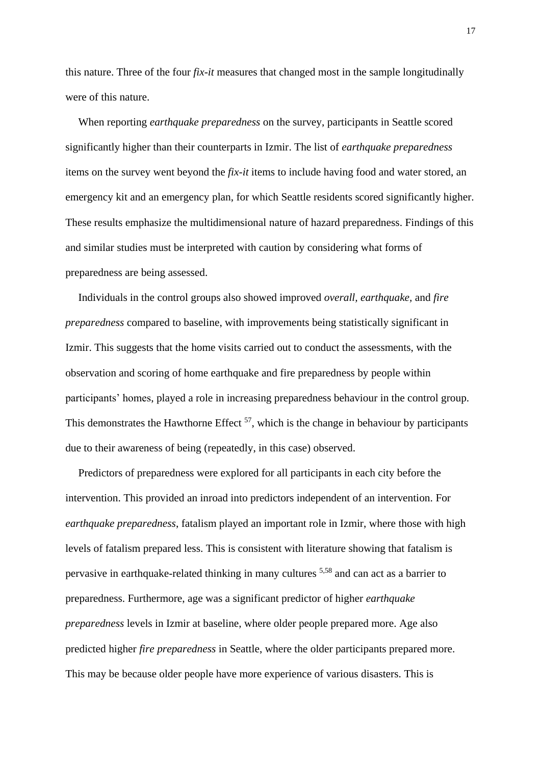this nature. Three of the four *fix-it* measures that changed most in the sample longitudinally were of this nature.

When reporting *earthquake preparedness* on the survey, participants in Seattle scored significantly higher than their counterparts in Izmir. The list of *earthquake preparedness* items on the survey went beyond the *fix-it* items to include having food and water stored, an emergency kit and an emergency plan, for which Seattle residents scored significantly higher. These results emphasize the multidimensional nature of hazard preparedness. Findings of this and similar studies must be interpreted with caution by considering what forms of preparedness are being assessed.

Individuals in the control groups also showed improved *overall, earthquake,* and *fire preparedness* compared to baseline, with improvements being statistically significant in Izmir. This suggests that the home visits carried out to conduct the assessments, with the observation and scoring of home earthquake and fire preparedness by people within participants' homes, played a role in increasing preparedness behaviour in the control group. This demonstrates the Hawthorne Effect [57], which is the change in behaviour by participants due to their awareness of being (repeatedly, in this case) observed.

Predictors of preparedness were explored for all participants in each city before the intervention. This provided an inroad into predictors independent of an intervention. For *earthquake preparedness*, fatalism played an important role in Izmir, where those with high levels of fatalism prepared less. This is consistent with literature showing that fatalism is pervasive in earthquake-related thinking in many cultures [5,58] and can act as a barrier to preparedness. Furthermore, age was a significant predictor of higher *earthquake preparedness* levels in Izmir at baseline, where older people prepared more. Age also predicted higher *fire preparedness* in Seattle, where the older participants prepared more. This may be because older people have more experience of various disasters. This is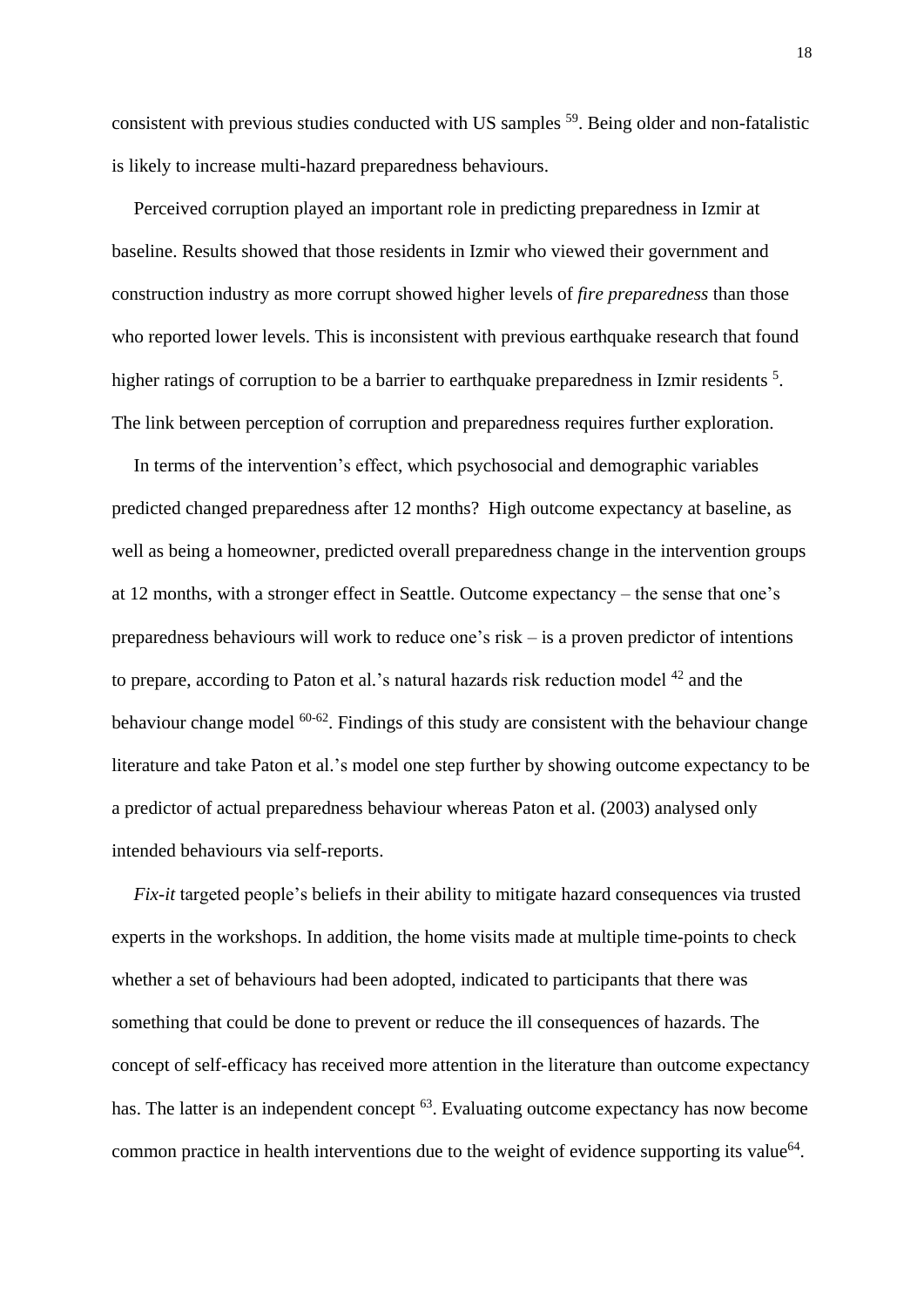consistent with previous studies conducted with US samples [59]. Being older and non-fatalistic is likely to increase multi-hazard preparedness behaviours.

Perceived corruption played an important role in predicting preparedness in Izmir at baseline. Results showed that those residents in Izmir who viewed their government and construction industry as more corrupt showed higher levels of *fire preparedness* than those who reported lower levels. This is inconsistent with previous earthquake research that found higher ratings of corruption to be a barrier to earthquake preparedness in Izmir residents [5]. The link between perception of corruption and preparedness requires further exploration.

In terms of the intervention's effect, which psychosocial and demographic variables predicted changed preparedness after 12 months? High outcome expectancy at baseline, as well as being a homeowner, predicted overall preparedness change in the intervention groups at 12 months, with a stronger effect in Seattle. Outcome expectancy – the sense that one's preparedness behaviours will work to reduce one's risk – is a proven predictor of intentions to prepare, according to Paton et al.'s natural hazards risk reduction model [42] and the behaviour change model [60-62]. Findings of this study are consistent with the behaviour change literature and take Paton et al.'s model one step further by showing outcome expectancy to be a predictor of actual preparedness behaviour whereas Paton et al. (2003) analysed only intended behaviours via self-reports.

*Fix-it* targeted people's beliefs in their ability to mitigate hazard consequences via trusted experts in the workshops. In addition, the home visits made at multiple time-points to check whether a set of behaviours had been adopted, indicated to participants that there was something that could be done to prevent or reduce the ill consequences of hazards. The concept of self-efficacy has received more attention in the literature than outcome expectancy has. The latter is an independent concept [63]. Evaluating outcome expectancy has now become common practice in health interventions due to the weight of evidence supporting its value[64].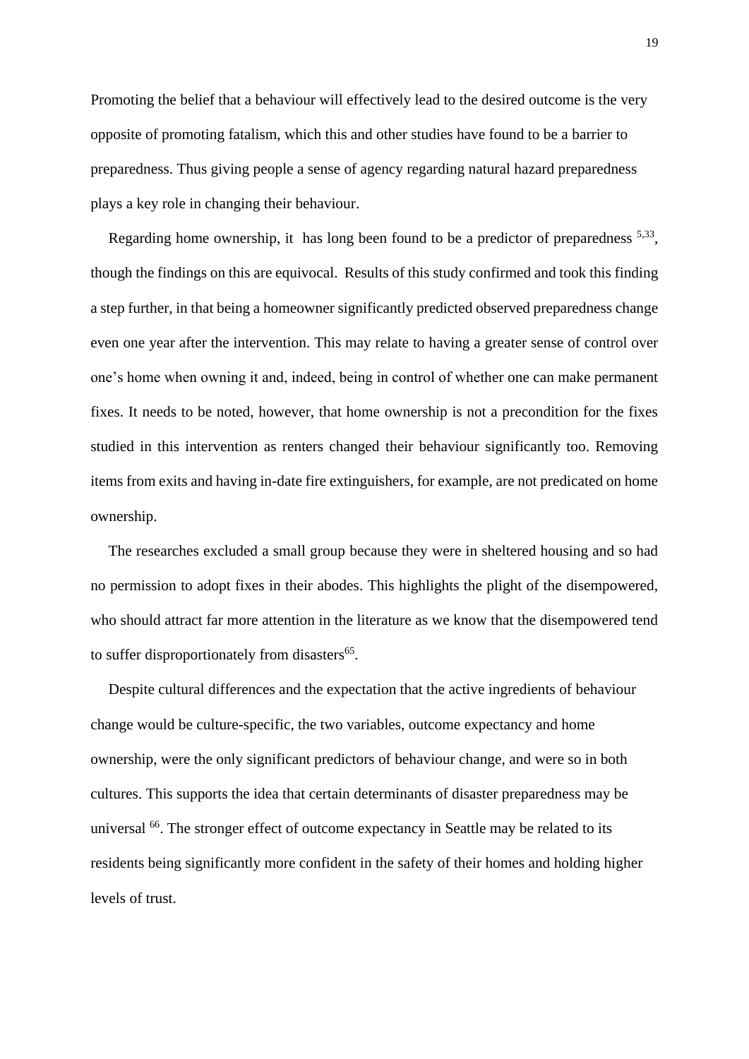Promoting the belief that a behaviour will effectively lead to the desired outcome is the very opposite of promoting fatalism, which this and other studies have found to be a barrier to preparedness. Thus giving people a sense of agency regarding natural hazard preparedness plays a key role in changing their behaviour.

Regarding home ownership, it  has long been found to be a predictor of preparedness [5,33], though the findings on this are equivocal.  Results of this study confirmed and took this finding a step further, in that being a homeowner significantly predicted observed preparedness change even one year after the intervention. This may relate to having a greater sense of control over one's home when owning it and, indeed, being in control of whether one can make permanent fixes. It needs to be noted, however, that home ownership is not a precondition for the fixes studied in this intervention as renters changed their behaviour significantly too. Removing items from exits and having in-date fire extinguishers, for example, are not predicated on home ownership.

The researches excluded a small group because they were in sheltered housing and so had no permission to adopt fixes in their abodes. This highlights the plight of the disempowered, who should attract far more attention in the literature as we know that the disempowered tend to suffer disproportionately from disasters[65].

Despite cultural differences and the expectation that the active ingredients of behaviour change would be culture-specific, the two variables, outcome expectancy and home ownership, were the only significant predictors of behaviour change, and were so in both cultures. This supports the idea that certain determinants of disaster preparedness may be universal [66]. The stronger effect of outcome expectancy in Seattle may be related to its residents being significantly more confident in the safety of their homes and holding higher levels of trust.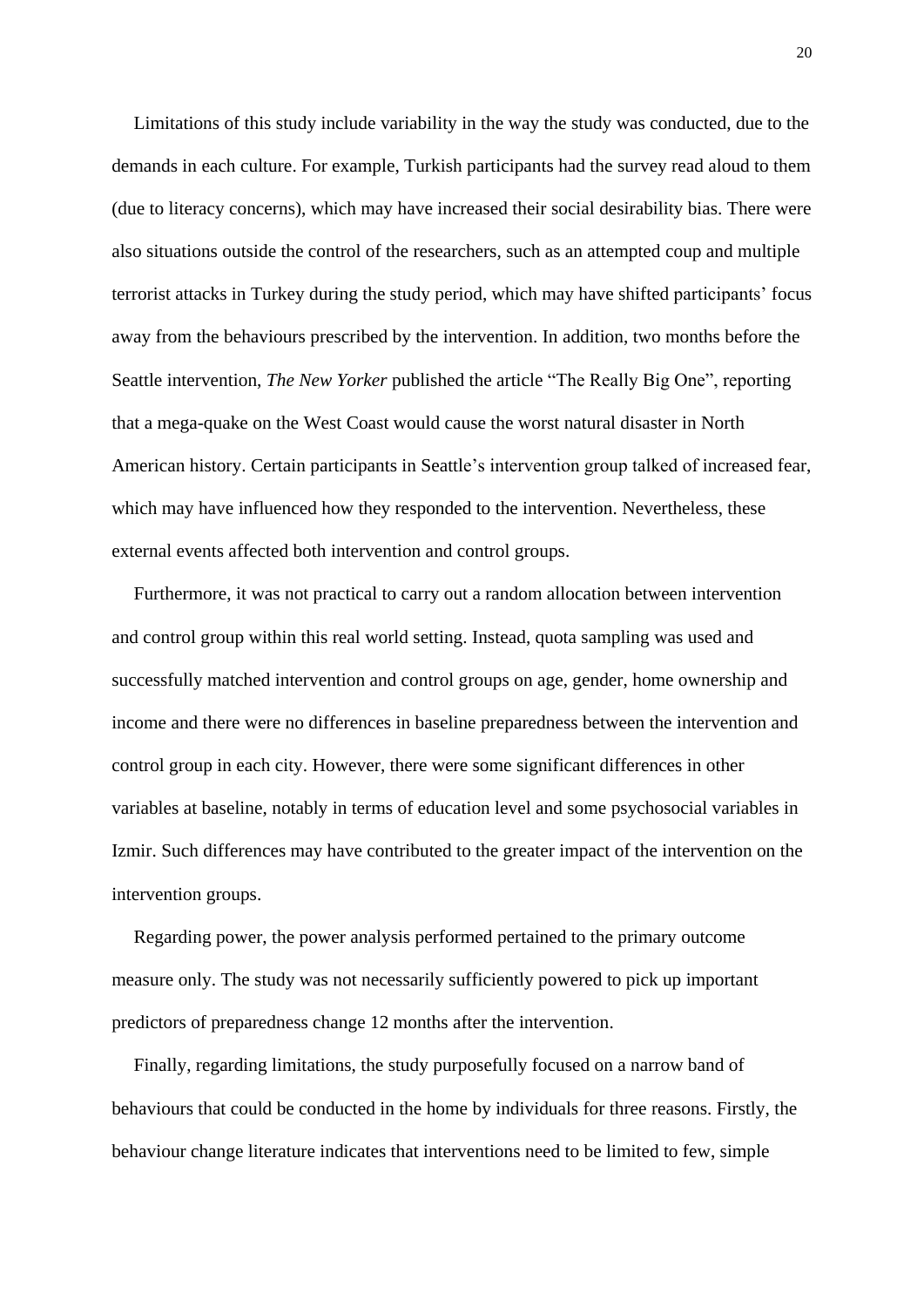Limitations of this study include variability in the way the study was conducted, due to the demands in each culture. For example, Turkish participants had the survey read aloud to them (due to literacy concerns), which may have increased their social desirability bias. There were also situations outside the control of the researchers, such as an attempted coup and multiple terrorist attacks in Turkey during the study period, which may have shifted participants' focus away from the behaviours prescribed by the intervention. In addition, two months before the Seattle intervention, *The New Yorker* published the article "The Really Big One", reporting that a mega-quake on the West Coast would cause the worst natural disaster in North American history. Certain participants in Seattle's intervention group talked of increased fear, which may have influenced how they responded to the intervention. Nevertheless, these external events affected both intervention and control groups.

Furthermore, it was not practical to carry out a random allocation between intervention and control group within this real world setting. Instead, quota sampling was used and successfully matched intervention and control groups on age, gender, home ownership and income and there were no differences in baseline preparedness between the intervention and control group in each city. However, there were some significant differences in other variables at baseline, notably in terms of education level and some psychosocial variables in Izmir. Such differences may have contributed to the greater impact of the intervention on the intervention groups.

Regarding power, the power analysis performed pertained to the primary outcome measure only. The study was not necessarily sufficiently powered to pick up important predictors of preparedness change 12 months after the intervention.

Finally, regarding limitations, the study purposefully focused on a narrow band of behaviours that could be conducted in the home by individuals for three reasons. Firstly, the behaviour change literature indicates that interventions need to be limited to few, simple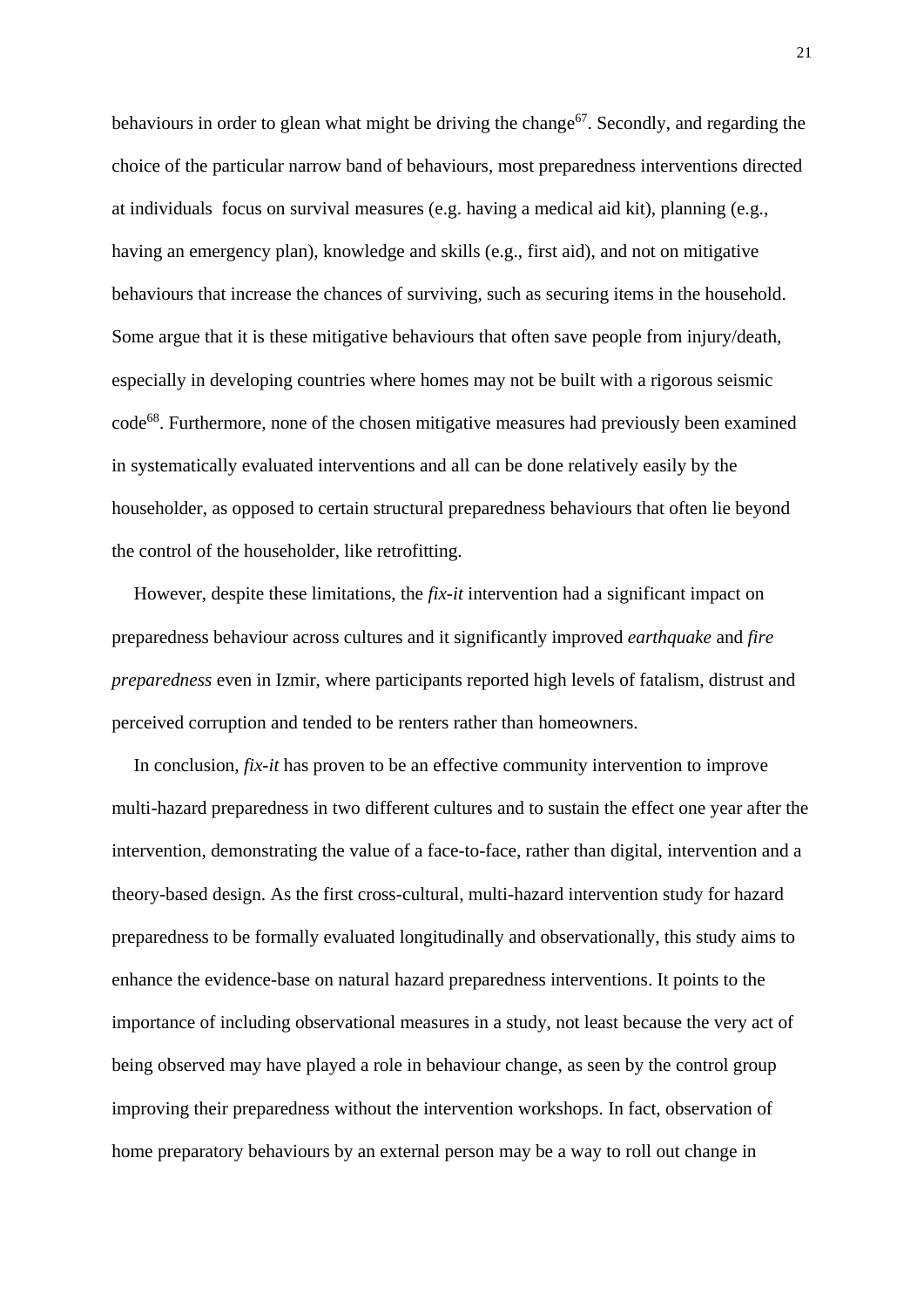behaviours in order to glean what might be driving the change[67]. Secondly, and regarding the choice of the particular narrow band of behaviours, most preparedness interventions directed at individuals focus on survival measures (e.g. having a medical aid kit), planning (e.g., having an emergency plan), knowledge and skills (e.g., first aid), and not on mitigative behaviours that increase the chances of surviving, such as securing items in the household. Some argue that it is these mitigative behaviours that often save people from injury/death, especially in developing countries where homes may not be built with a rigorous seismic code[68]. Furthermore, none of the chosen mitigative measures had previously been examined in systematically evaluated interventions and all can be done relatively easily by the householder, as opposed to certain structural preparedness behaviours that often lie beyond the control of the householder, like retrofitting.

However, despite these limitations, the *fix-it* intervention had a significant impact on preparedness behaviour across cultures and it significantly improved *earthquake* and *fire preparedness* even in Izmir, where participants reported high levels of fatalism, distrust and perceived corruption and tended to be renters rather than homeowners.

In conclusion, *fix-it* has proven to be an effective community intervention to improve multi-hazard preparedness in two different cultures and to sustain the effect one year after the intervention, demonstrating the value of a face-to-face, rather than digital, intervention and a theory-based design. As the first cross-cultural, multi-hazard intervention study for hazard preparedness to be formally evaluated longitudinally and observationally, this study aims to enhance the evidence-base on natural hazard preparedness interventions. It points to the importance of including observational measures in a study, not least because the very act of being observed may have played a role in behaviour change, as seen by the control group improving their preparedness without the intervention workshops. In fact, observation of home preparatory behaviours by an external person may be a way to roll out change in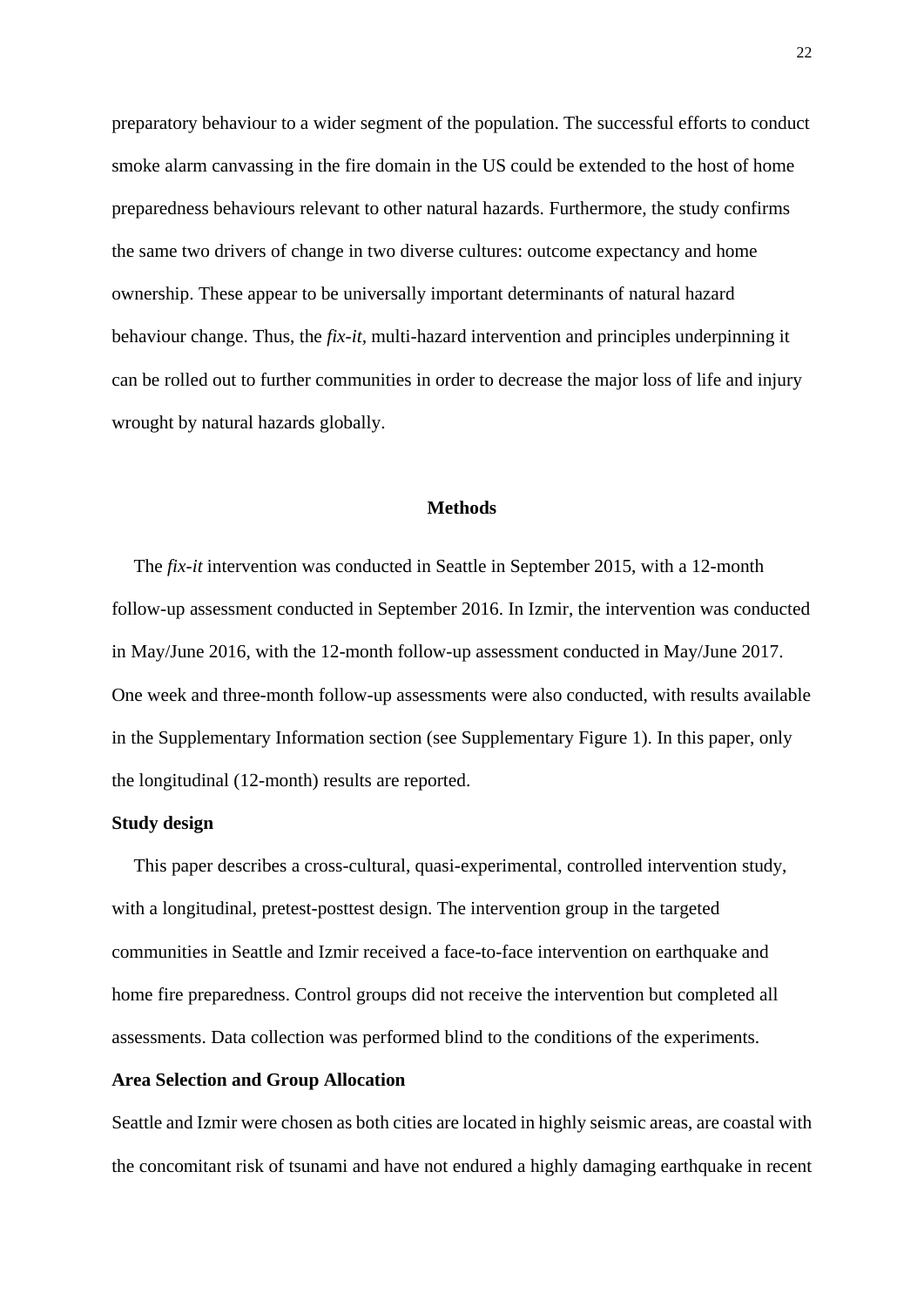preparatory behaviour to a wider segment of the population. The successful efforts to conduct smoke alarm canvassing in the fire domain in the US could be extended to the host of home preparedness behaviours relevant to other natural hazards. Furthermore, the study confirms the same two drivers of change in two diverse cultures: outcome expectancy and home ownership. These appear to be universally important determinants of natural hazard behaviour change. Thus, the *fix-it*, multi-hazard intervention and principles underpinning it can be rolled out to further communities in order to decrease the major loss of life and injury wrought by natural hazards globally.

## Methods

The *fix-it* intervention was conducted in Seattle in September 2015, with a 12-month follow-up assessment conducted in September 2016. In Izmir, the intervention was conducted in May/June 2016, with the 12-month follow-up assessment conducted in May/June 2017. One week and three-month follow-up assessments were also conducted, with results available in the Supplementary Information section (see Supplementary Figure 1). In this paper, only the longitudinal (12-month) results are reported.

### Study design

This paper describes a cross-cultural, quasi-experimental, controlled intervention study, with a longitudinal, pretest-posttest design. The intervention group in the targeted communities in Seattle and Izmir received a face-to-face intervention on earthquake and home fire preparedness. Control groups did not receive the intervention but completed all assessments. Data collection was performed blind to the conditions of the experiments.

### Area Selection and Group Allocation

Seattle and Izmir were chosen as both cities are located in highly seismic areas, are coastal with the concomitant risk of tsunami and have not endured a highly damaging earthquake in recent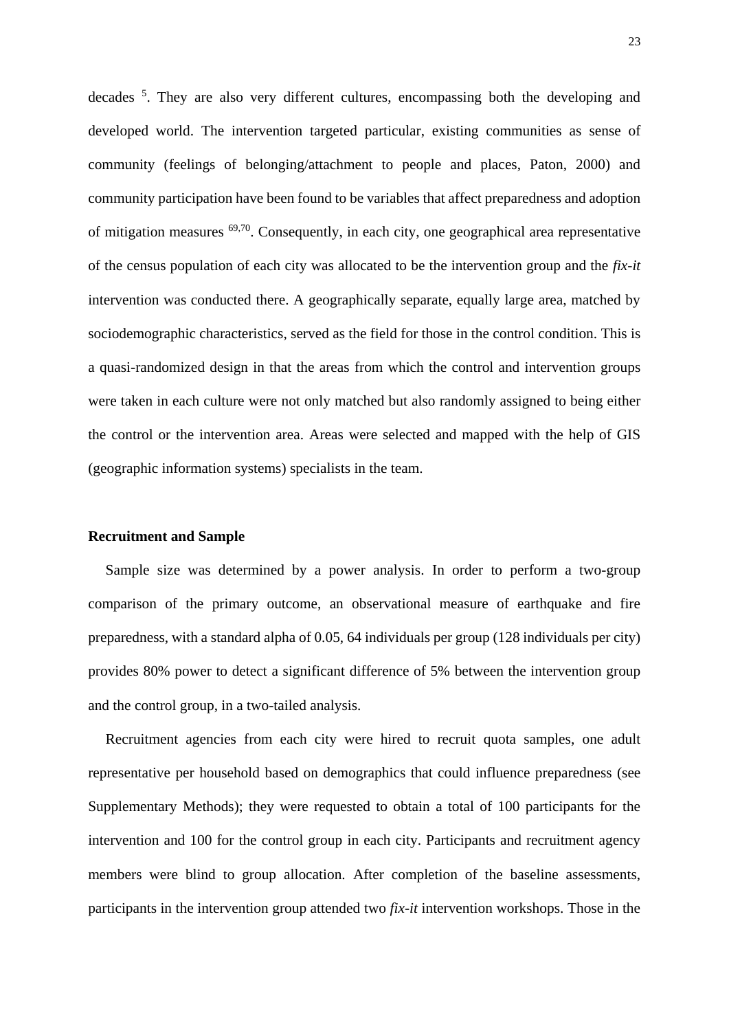decades [5]. They are also very different cultures, encompassing both the developing and developed world. The intervention targeted particular, existing communities as sense of community (feelings of belonging/attachment to people and places, Paton, 2000) and community participation have been found to be variables that affect preparedness and adoption of mitigation measures [69,70]. Consequently, in each city, one geographical area representative of the census population of each city was allocated to be the intervention group and the *fix-it* intervention was conducted there. A geographically separate, equally large area, matched by sociodemographic characteristics, served as the field for those in the control condition. This is a quasi-randomized design in that the areas from which the control and intervention groups were taken in each culture were not only matched but also randomly assigned to being either the control or the intervention area. Areas were selected and mapped with the help of GIS (geographic information systems) specialists in the team.

**Recruitment and Sample**

Sample size was determined by a power analysis. In order to perform a two-group comparison of the primary outcome, an observational measure of earthquake and fire preparedness, with a standard alpha of 0.05, 64 individuals per group (128 individuals per city) provides 80% power to detect a significant difference of 5% between the intervention group and the control group, in a two-tailed analysis.

Recruitment agencies from each city were hired to recruit quota samples, one adult representative per household based on demographics that could influence preparedness (see Supplementary Methods); they were requested to obtain a total of 100 participants for the intervention and 100 for the control group in each city. Participants and recruitment agency members were blind to group allocation. After completion of the baseline assessments, participants in the intervention group attended two *fix-it* intervention workshops. Those in the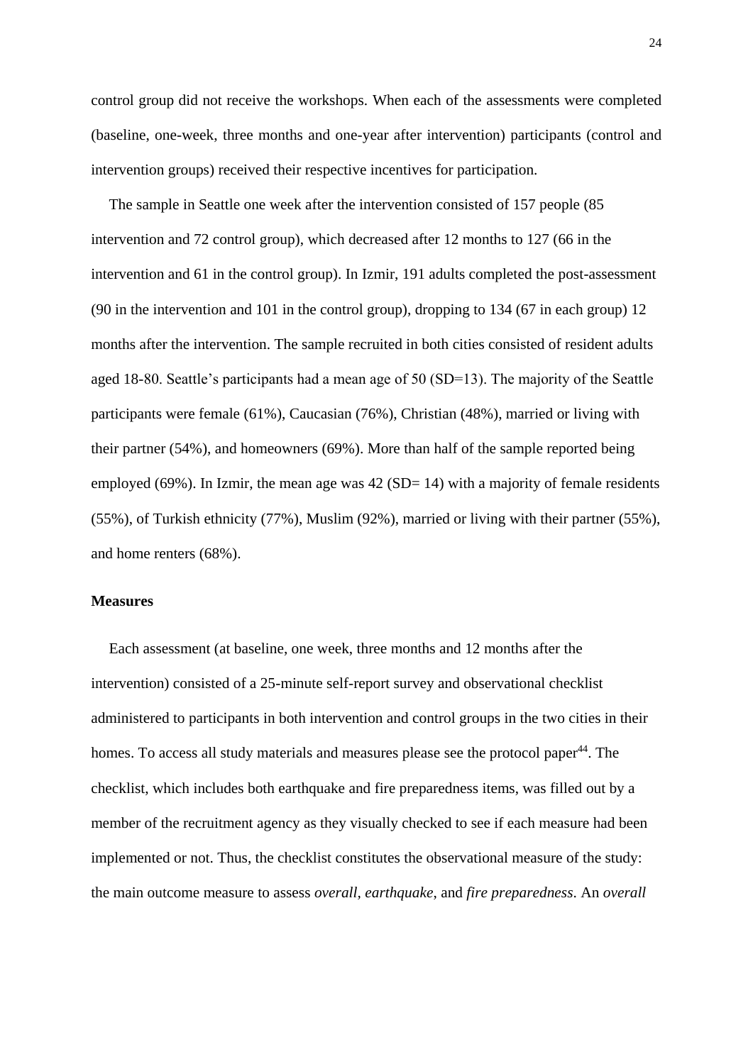control group did not receive the workshops. When each of the assessments were completed (baseline, one-week, three months and one-year after intervention) participants (control and intervention groups) received their respective incentives for participation.

The sample in Seattle one week after the intervention consisted of 157 people (85 intervention and 72 control group), which decreased after 12 months to 127 (66 in the intervention and 61 in the control group). In Izmir, 191 adults completed the post-assessment (90 in the intervention and 101 in the control group), dropping to 134 (67 in each group) 12 months after the intervention. The sample recruited in both cities consisted of resident adults aged 18-80. Seattle's participants had a mean age of 50 (SD=13). The majority of the Seattle participants were female (61%), Caucasian (76%), Christian (48%), married or living with their partner (54%), and homeowners (69%). More than half of the sample reported being employed (69%). In Izmir, the mean age was 42 (SD= 14) with a majority of female residents (55%), of Turkish ethnicity (77%), Muslim (92%), married or living with their partner (55%), and home renters (68%).

**Measures**

Each assessment (at baseline, one week, three months and 12 months after the intervention) consisted of a 25-minute self-report survey and observational checklist administered to participants in both intervention and control groups in the two cities in their homes. To access all study materials and measures please see the protocol paper[44]. The checklist, which includes both earthquake and fire preparedness items, was filled out by a member of the recruitment agency as they visually checked to see if each measure had been implemented or not. Thus, the checklist constitutes the observational measure of the study: the main outcome measure to assess *overall*, *earthquake*, and *fire preparedness*. An *overall*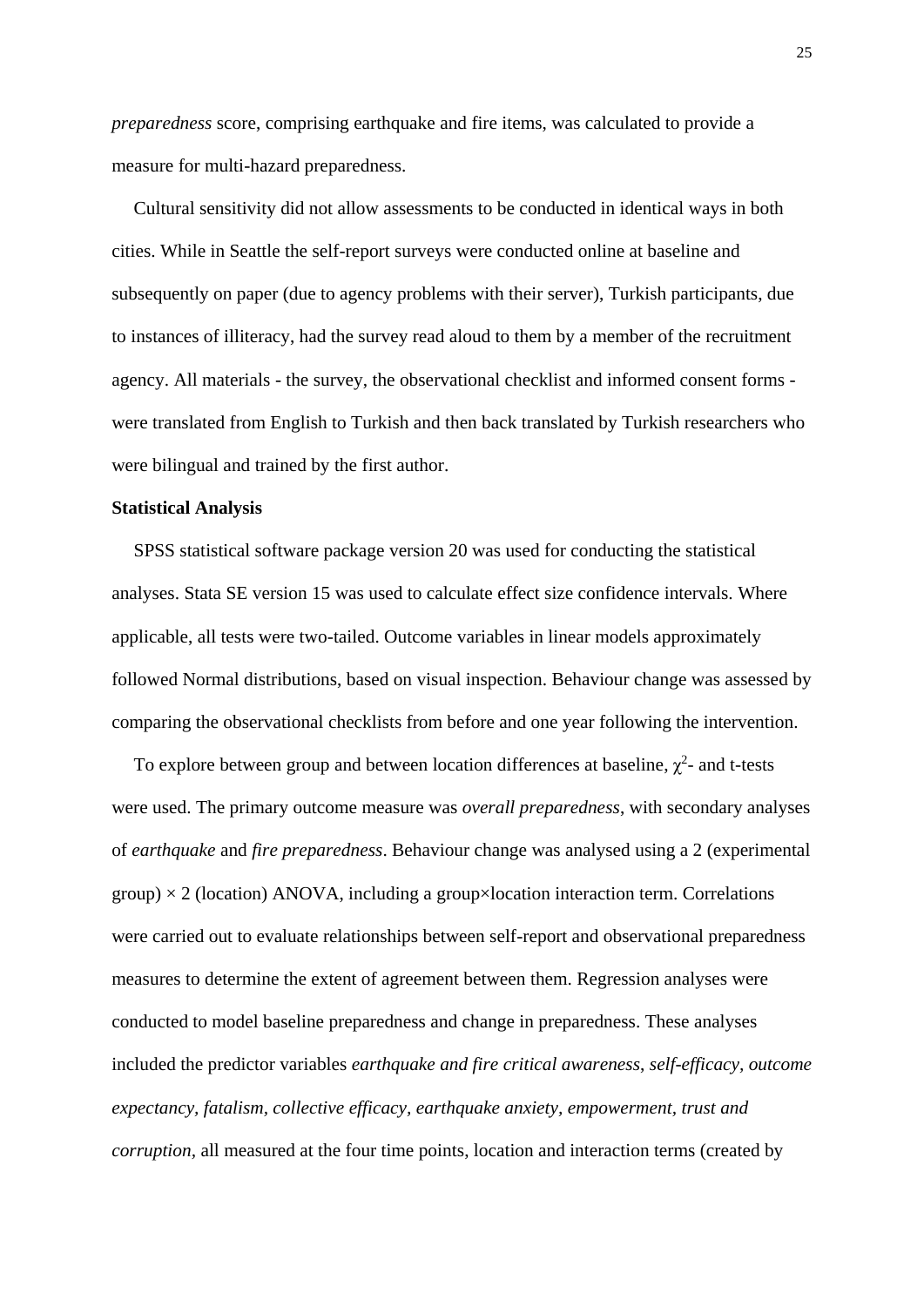*preparedness* score, comprising earthquake and fire items, was calculated to provide a measure for multi-hazard preparedness.

Cultural sensitivity did not allow assessments to be conducted in identical ways in both cities. While in Seattle the self-report surveys were conducted online at baseline and subsequently on paper (due to agency problems with their server), Turkish participants, due to instances of illiteracy, had the survey read aloud to them by a member of the recruitment agency. All materials - the survey, the observational checklist and informed consent forms - were translated from English to Turkish and then back translated by Turkish researchers who were bilingual and trained by the first author.

**Statistical Analysis**

SPSS statistical software package version 20 was used for conducting the statistical analyses. Stata SE version 15 was used to calculate effect size confidence intervals. Where applicable, all tests were two-tailed. Outcome variables in linear models approximately followed Normal distributions, based on visual inspection. Behaviour change was assessed by comparing the observational checklists from before and one year following the intervention.

To explore between group and between location differences at baseline, $\chi^2$- and t-tests were used. The primary outcome measure was *overall preparedness*, with secondary analyses of *earthquake* and *fire preparedness*. Behaviour change was analysed using a 2 (experimental group) $\times$ 2 (location) ANOVA, including a group×location interaction term. Correlations were carried out to evaluate relationships between self-report and observational preparedness measures to determine the extent of agreement between them. Regression analyses were conducted to model baseline preparedness and change in preparedness. These analyses included the predictor variables *earthquake and fire critical awareness*, *self-efficacy*, *outcome expectancy*, *fatalism*, *collective efficacy*, *earthquake anxiety*, *empowerment*, *trust and corruption*, all measured at the four time points, location and interaction terms (created by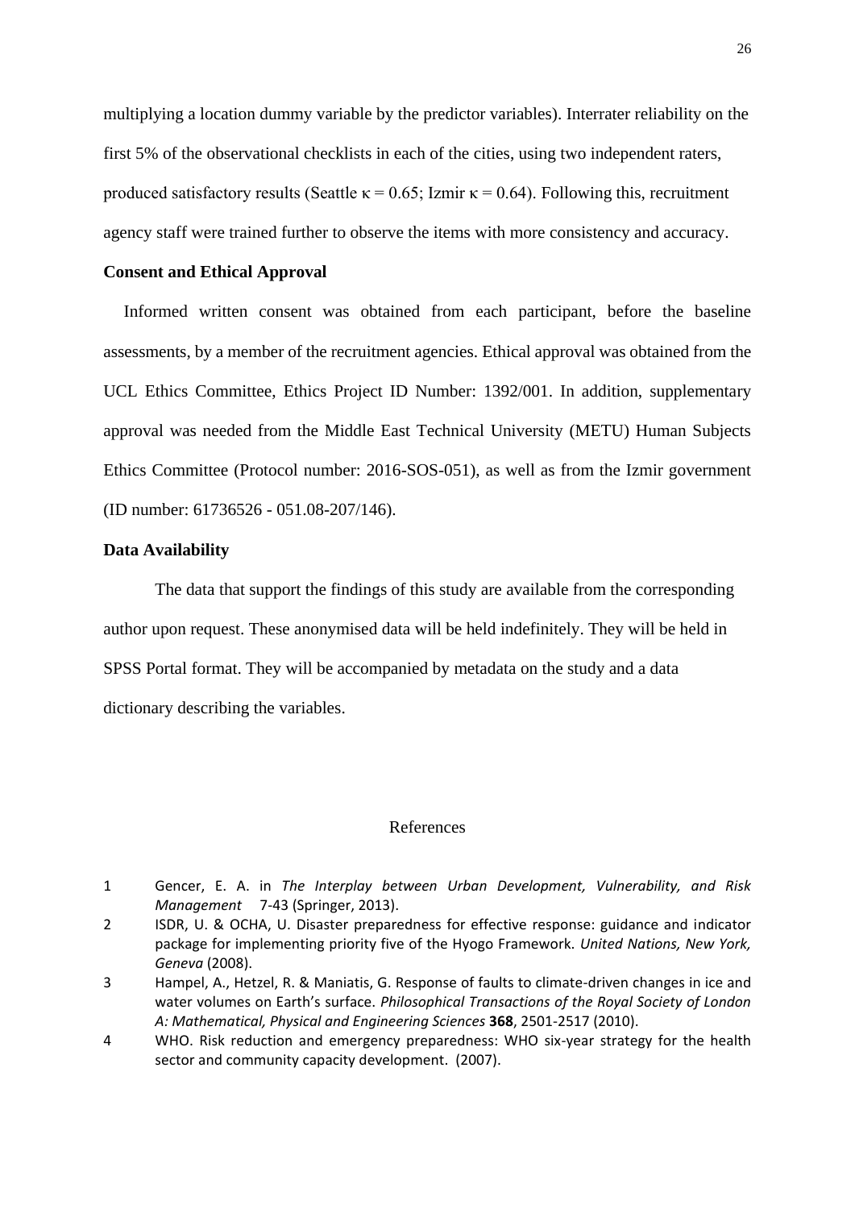multiplying a location dummy variable by the predictor variables). Interrater reliability on the first 5% of the observational checklists in each of the cities, using two independent raters, produced satisfactory results (Seattle $\kappa = 0.65$; Izmir $\kappa = 0.64$). Following this, recruitment agency staff were trained further to observe the items with more consistency and accuracy.

**Consent and Ethical Approval**

Informed written consent was obtained from each participant, before the baseline assessments, by a member of the recruitment agencies. Ethical approval was obtained from the UCL Ethics Committee, Ethics Project ID Number: 1392/001. In addition, supplementary approval was needed from the Middle East Technical University (METU) Human Subjects Ethics Committee (Protocol number: 2016-SOS-051), as well as from the Izmir government (ID number: 61736526 - 051.08-207/146).

**Data Availability**

The data that support the findings of this study are available from the corresponding author upon request. These anonymised data will be held indefinitely. They will be held in SPSS Portal format. They will be accompanied by metadata on the study and a data dictionary describing the variables.

## References

1. Gencer, E. A. in *The Interplay between Urban Development, Vulnerability, and Risk Management* 7-43 (Springer, 2013).
2. ISDR, U. & OCHA, U. Disaster preparedness for effective response: guidance and indicator package for implementing priority five of the Hyogo Framework. *United Nations, New York, Geneva* (2008).
3. Hampel, A., Hetzel, R. & Maniatis, G. Response of faults to climate-driven changes in ice and water volumes on Earth's surface. *Philosophical Transactions of the Royal Society of London A: Mathematical, Physical and Engineering Sciences* **368**, 2501-2517 (2010).
4. WHO. Risk reduction and emergency preparedness: WHO six-year strategy for the health sector and community capacity development. (2007).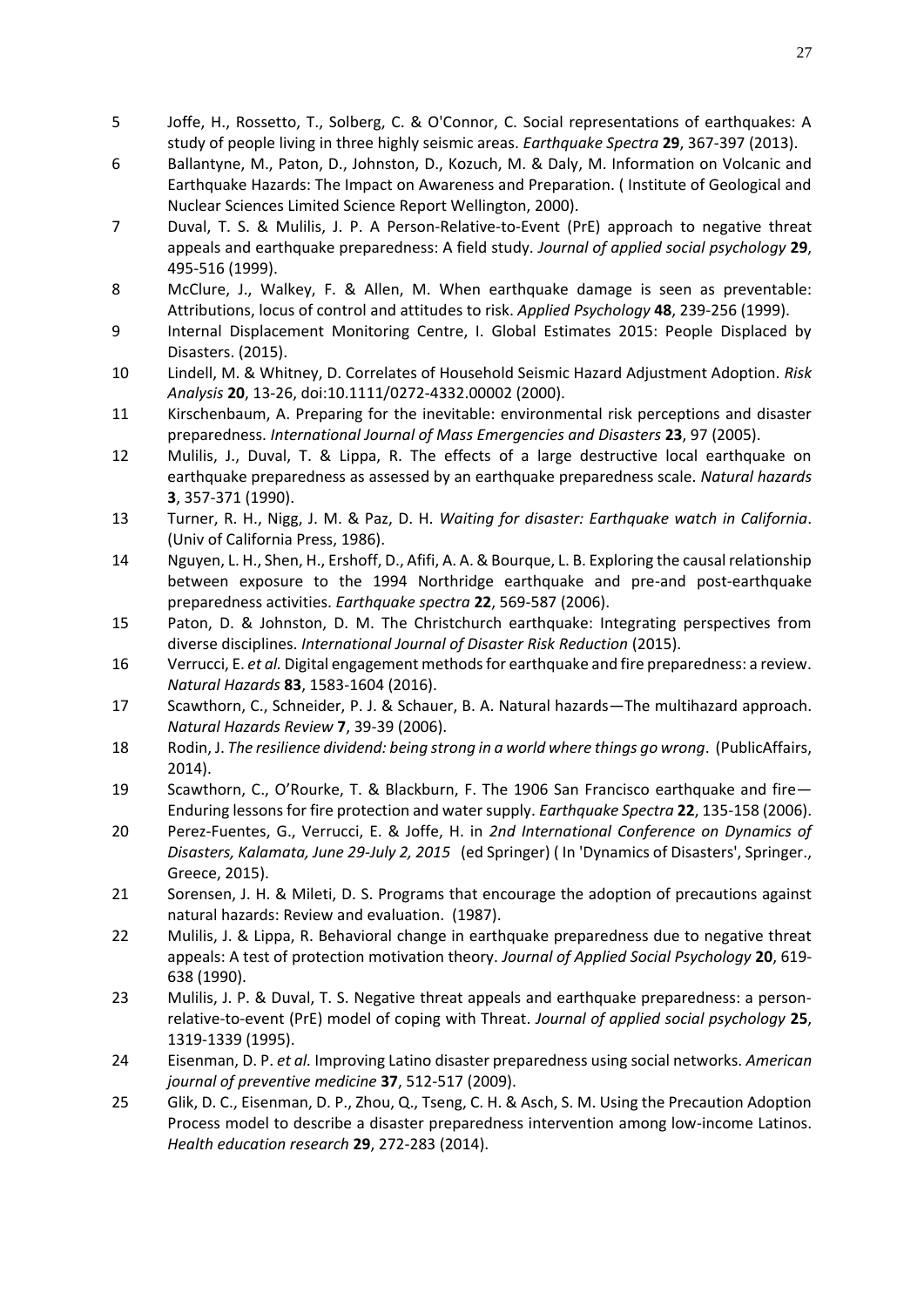5. Joffe, H., Rossetto, T., Solberg, C. & O'Connor, C. Social representations of earthquakes: A study of people living in three highly seismic areas. *Earthquake Spectra* **29**, 367-397 (2013).
6. Ballantyne, M., Paton, D., Johnston, D., Kozuch, M. & Daly, M. Information on Volcanic and Earthquake Hazards: The Impact on Awareness and Preparation. ( Institute of Geological and Nuclear Sciences Limited Science Report Wellington, 2000).
7. Duval, T. S. & Mulilis, J. P. A Person-Relative-to-Event (PrE) approach to negative threat appeals and earthquake preparedness: A field study. *Journal of applied social psychology* **29**, 495-516 (1999).
8. McClure, J., Walkey, F. & Allen, M. When earthquake damage is seen as preventable: Attributions, locus of control and attitudes to risk. *Applied Psychology* **48**, 239-256 (1999).
9. Internal Displacement Monitoring Centre, I. Global Estimates 2015: People Displaced by Disasters. (2015).
10. Lindell, M. & Whitney, D. Correlates of Household Seismic Hazard Adjustment Adoption. *Risk Analysis* **20**, 13-26, doi:10.1111/0272-4332.00002 (2000).
11. Kirschenbaum, A. Preparing for the inevitable: environmental risk perceptions and disaster preparedness. *International Journal of Mass Emergencies and Disasters* **23**, 97 (2005).
12. Mulilis, J., Duval, T. & Lippa, R. The effects of a large destructive local earthquake on earthquake preparedness as assessed by an earthquake preparedness scale. *Natural hazards* **3**, 357-371 (1990).
13. Turner, R. H., Nigg, J. M. & Paz, D. H. *Waiting for disaster: Earthquake watch in California*. (Univ of California Press, 1986).
14. Nguyen, L. H., Shen, H., Ershoff, D., Afifi, A. A. & Bourque, L. B. Exploring the causal relationship between exposure to the 1994 Northridge earthquake and pre-and post-earthquake preparedness activities. *Earthquake spectra* **22**, 569-587 (2006).
15. Paton, D. & Johnston, D. M. The Christchurch earthquake: Integrating perspectives from diverse disciplines. *International Journal of Disaster Risk Reduction* (2015).
16. Verrucci, E. *et al.* Digital engagement methods for earthquake and fire preparedness: a review. *Natural Hazards* **83**, 1583-1604 (2016).
17. Scawthorn, C., Schneider, P. J. & Schauer, B. A. Natural hazards—The multihazard approach. *Natural Hazards Review* **7**, 39-39 (2006).
18. Rodin, J. *The resilience dividend: being strong in a world where things go wrong*. (PublicAffairs, 2014).
19. Scawthorn, C., O'Rourke, T. & Blackburn, F. The 1906 San Francisco earthquake and fire—Enduring lessons for fire protection and water supply. *Earthquake Spectra* **22**, 135-158 (2006).
20. Perez-Fuentes, G., Verrucci, E. & Joffe, H. in *2nd International Conference on Dynamics of Disasters, Kalamata, June 29-July 2, 2015* (ed Springer) ( In 'Dynamics of Disasters', Springer., Greece, 2015).
21. Sorensen, J. H. & Mileti, D. S. Programs that encourage the adoption of precautions against natural hazards: Review and evaluation. (1987).
22. Mulilis, J. & Lippa, R. Behavioral change in earthquake preparedness due to negative threat appeals: A test of protection motivation theory. *Journal of Applied Social Psychology* **20**, 619-638 (1990).
23. Mulilis, J. P. & Duval, T. S. Negative threat appeals and earthquake preparedness: a person-relative-to-event (PrE) model of coping with Threat. *Journal of applied social psychology* **25**, 1319-1339 (1995).
24. Eisenman, D. P. *et al.* Improving Latino disaster preparedness using social networks. *American journal of preventive medicine* **37**, 512-517 (2009).
25. Glik, D. C., Eisenman, D. P., Zhou, Q., Tseng, C. H. & Asch, S. M. Using the Precaution Adoption Process model to describe a disaster preparedness intervention among low-income Latinos. *Health education research* **29**, 272-283 (2014).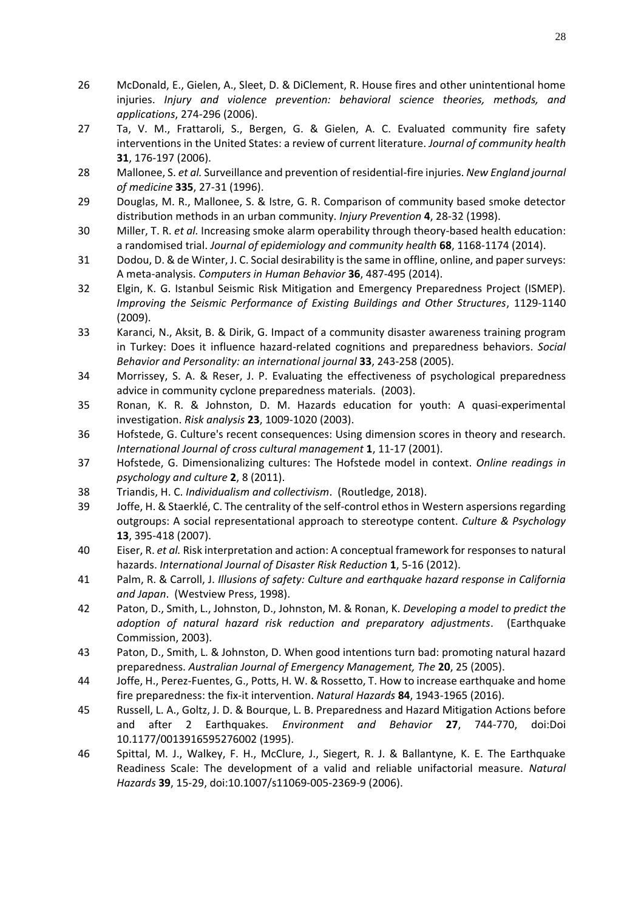26 McDonald, E., Gielen, A., Sleet, D. & DiClement, R. House fires and other unintentional home injuries. *Injury and violence prevention: behavioral science theories, methods, and applications*, 274-296 (2006).

27 Ta, V. M., Frattaroli, S., Bergen, G. & Gielen, A. C. Evaluated community fire safety interventions in the United States: a review of current literature. *Journal of community health* **31**, 176-197 (2006).

28 Mallonee, S. *et al.* Surveillance and prevention of residential-fire injuries. *New England journal of medicine* **335**, 27-31 (1996).

29 Douglas, M. R., Mallonee, S. & Istre, G. R. Comparison of community based smoke detector distribution methods in an urban community. *Injury Prevention* **4**, 28-32 (1998).

30 Miller, T. R. *et al.* Increasing smoke alarm operability through theory-based health education: a randomised trial. *Journal of epidemiology and community health* **68**, 1168-1174 (2014).

31 Dodou, D. & de Winter, J. C. Social desirability is the same in offline, online, and paper surveys: A meta-analysis. *Computers in Human Behavior* **36**, 487-495 (2014).

32 Elgin, K. G. Istanbul Seismic Risk Mitigation and Emergency Preparedness Project (ISMEP). *Improving the Seismic Performance of Existing Buildings and Other Structures*, 1129-1140 (2009).

33 Karanci, N., Aksit, B. & Dirik, G. Impact of a community disaster awareness training program in Turkey: Does it influence hazard-related cognitions and preparedness behaviors. *Social Behavior and Personality: an international journal* **33**, 243-258 (2005).

34 Morrissey, S. A. & Reser, J. P. Evaluating the effectiveness of psychological preparedness advice in community cyclone preparedness materials. (2003).

35 Ronan, K. R. & Johnston, D. M. Hazards education for youth: A quasi-experimental investigation. *Risk analysis* **23**, 1009-1020 (2003).

36 Hofstede, G. Culture's recent consequences: Using dimension scores in theory and research. *International Journal of cross cultural management* **1**, 11-17 (2001).

37 Hofstede, G. Dimensionalizing cultures: The Hofstede model in context. *Online readings in psychology and culture* **2**, 8 (2011).

38 Triandis, H. C. *Individualism and collectivism*. (Routledge, 2018).

39 Joffe, H. & Staerklé, C. The centrality of the self-control ethos in Western aspersions regarding outgroups: A social representational approach to stereotype content. *Culture & Psychology* **13**, 395-418 (2007).

40 Eiser, R. *et al.* Risk interpretation and action: A conceptual framework for responses to natural hazards. *International Journal of Disaster Risk Reduction* **1**, 5-16 (2012).

41 Palm, R. & Carroll, J. *Illusions of safety: Culture and earthquake hazard response in California and Japan*. (Westview Press, 1998).

42 Paton, D., Smith, L., Johnston, D., Johnston, M. & Ronan, K. *Developing a model to predict the adoption of natural hazard risk reduction and preparatory adjustments*. (Earthquake Commission, 2003).

43 Paton, D., Smith, L. & Johnston, D. When good intentions turn bad: promoting natural hazard preparedness. *Australian Journal of Emergency Management, The* **20**, 25 (2005).

44 Joffe, H., Perez-Fuentes, G., Potts, H. W. & Rossetto, T. How to increase earthquake and home fire preparedness: the fix-it intervention. *Natural Hazards* **84**, 1943-1965 (2016).

45 Russell, L. A., Goltz, J. D. & Bourque, L. B. Preparedness and Hazard Mitigation Actions before and after 2 Earthquakes. *Environment and Behavior* **27**, 744-770, doi:Doi 10.1177/0013916595276002 (1995).

46 Spittal, M. J., Walkey, F. H., McClure, J., Siegert, R. J. & Ballantyne, K. E. The Earthquake Readiness Scale: The development of a valid and reliable unifactorial measure. *Natural Hazards* **39**, 15-29, doi:10.1007/s11069-005-2369-9 (2006).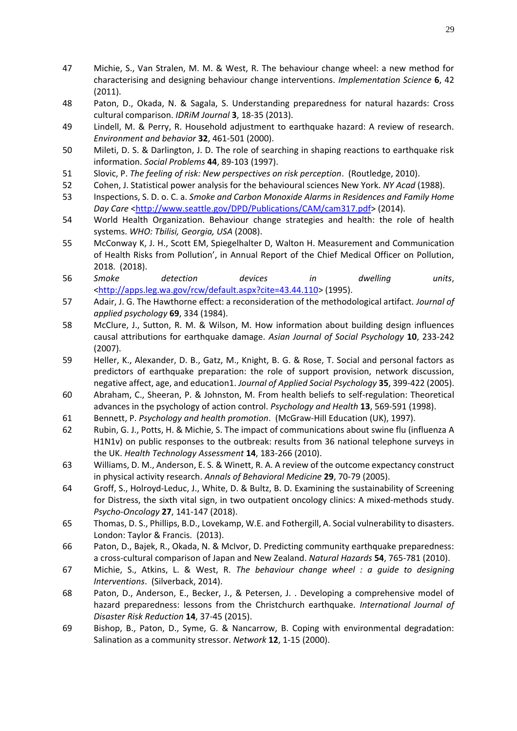47 Michie, S., Van Stralen, M. M. & West, R. The behaviour change wheel: a new method for characterising and designing behaviour change interventions. *Implementation Science* **6**, 42 (2011).

48 Paton, D., Okada, N. & Sagala, S. Understanding preparedness for natural hazards: Cross cultural comparison. *IDRiM Journal* **3**, 18-35 (2013).

49 Lindell, M. & Perry, R. Household adjustment to earthquake hazard: A review of research. *Environment and behavior* **32**, 461-501 (2000).

50 Mileti, D. S. & Darlington, J. D. The role of searching in shaping reactions to earthquake risk information. *Social Problems* **44**, 89-103 (1997).

51 Slovic, P. *The feeling of risk: New perspectives on risk perception*. (Routledge, 2010).

52 Cohen, J. Statistical power analysis for the behavioural sciences New York. *NY Acad* (1988).

53 Inspections, S. D. o. C. a. *Smoke and Carbon Monoxide Alarms in Residences and Family Home Day Care* <http://www.seattle.gov/DPD/Publications/CAM/cam317.pdf> (2014).

54 World Health Organization. Behaviour change strategies and health: the role of health systems. *WHO: Tbilisi, Georgia, USA* (2008).

55 McConway K, J. H., Scott EM, Spiegelhalter D, Walton H. Measurement and Communication of Health Risks from Pollution', in Annual Report of the Chief Medical Officer on Pollution, 2018. (2018).

56 *Smoke detection devices in dwelling units*, <http://apps.leg.wa.gov/rcw/default.aspx?cite=43.44.110> (1995).

57 Adair, J. G. The Hawthorne effect: a reconsideration of the methodological artifact. *Journal of applied psychology* **69**, 334 (1984).

58 McClure, J., Sutton, R. M. & Wilson, M. How information about building design influences causal attributions for earthquake damage. *Asian Journal of Social Psychology* **10**, 233-242 (2007).

59 Heller, K., Alexander, D. B., Gatz, M., Knight, B. G. & Rose, T. Social and personal factors as predictors of earthquake preparation: the role of support provision, network discussion, negative affect, age, and education1. *Journal of Applied Social Psychology* **35**, 399-422 (2005).

60 Abraham, C., Sheeran, P. & Johnston, M. From health beliefs to self-regulation: Theoretical advances in the psychology of action control. *Psychology and Health* **13**, 569-591 (1998).

61 Bennett, P. *Psychology and health promotion*. (McGraw-Hill Education (UK), 1997).

62 Rubin, G. J., Potts, H. & Michie, S. The impact of communications about swine flu (influenza A H1N1v) on public responses to the outbreak: results from 36 national telephone surveys in the UK. *Health Technology Assessment* **14**, 183-266 (2010).

63 Williams, D. M., Anderson, E. S. & Winett, R. A. A review of the outcome expectancy construct in physical activity research. *Annals of Behavioral Medicine* **29**, 70-79 (2005).

64 Groff, S., Holroyd-Leduc, J., White, D. & Bultz, B. D. Examining the sustainability of Screening for Distress, the sixth vital sign, in two outpatient oncology clinics: A mixed-methods study. *Psycho-Oncology* **27**, 141-147 (2018).

65 Thomas, D. S., Phillips, B.D., Lovekamp, W.E. and Fothergill, A. Social vulnerability to disasters. London: Taylor & Francis. (2013).

66 Paton, D., Bajek, R., Okada, N. & McIvor, D. Predicting community earthquake preparedness: a cross-cultural comparison of Japan and New Zealand. *Natural Hazards* **54**, 765-781 (2010).

67 Michie, S., Atkins, L. & West, R. *The behaviour change wheel : a guide to designing Interventions*. (Silverback, 2014).

68 Paton, D., Anderson, E., Becker, J., & Petersen, J. . Developing a comprehensive model of hazard preparedness: lessons from the Christchurch earthquake. *International Journal of Disaster Risk Reduction* **14**, 37-45 (2015).

69 Bishop, B., Paton, D., Syme, G. & Nancarrow, B. Coping with environmental degradation: Salination as a community stressor. *Network* **12**, 1-15 (2000).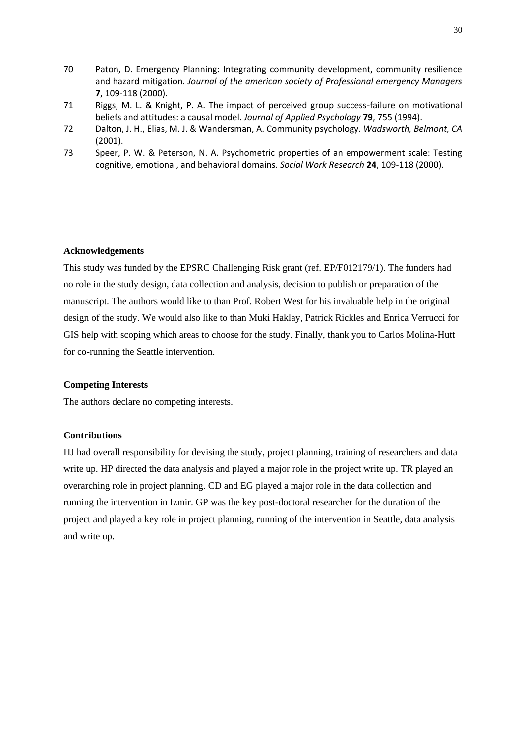70 Paton, D. Emergency Planning: Integrating community development, community resilience and hazard mitigation. *Journal of the american society of Professional emergency Managers* **7**, 109-118 (2000).

71 Riggs, M. L. & Knight, P. A. The impact of perceived group success-failure on motivational beliefs and attitudes: a causal model. *Journal of Applied Psychology* **79**, 755 (1994).

72 Dalton, J. H., Elias, M. J. & Wandersman, A. Community psychology. *Wadsworth, Belmont, CA* (2001).

73 Speer, P. W. & Peterson, N. A. Psychometric properties of an empowerment scale: Testing cognitive, emotional, and behavioral domains. *Social Work Research* **24**, 109-118 (2000).

**Acknowledgements**

This study was funded by the EPSRC Challenging Risk grant (ref. EP/F012179/1). The funders had no role in the study design, data collection and analysis, decision to publish or preparation of the manuscript. The authors would like to than Prof. Robert West for his invaluable help in the original design of the study. We would also like to than Muki Haklay, Patrick Rickles and Enrica Verrucci for GIS help with scoping which areas to choose for the study. Finally, thank you to Carlos Molina-Hutt for co-running the Seattle intervention.

**Competing Interests**

The authors declare no competing interests.

**Contributions**

HJ had overall responsibility for devising the study, project planning, training of researchers and data write up. HP directed the data analysis and played a major role in the project write up. TR played an overarching role in project planning. CD and EG played a major role in the data collection and running the intervention in Izmir. GP was the key post-doctoral researcher for the duration of the project and played a key role in project planning, running of the intervention in Seattle, data analysis and write up.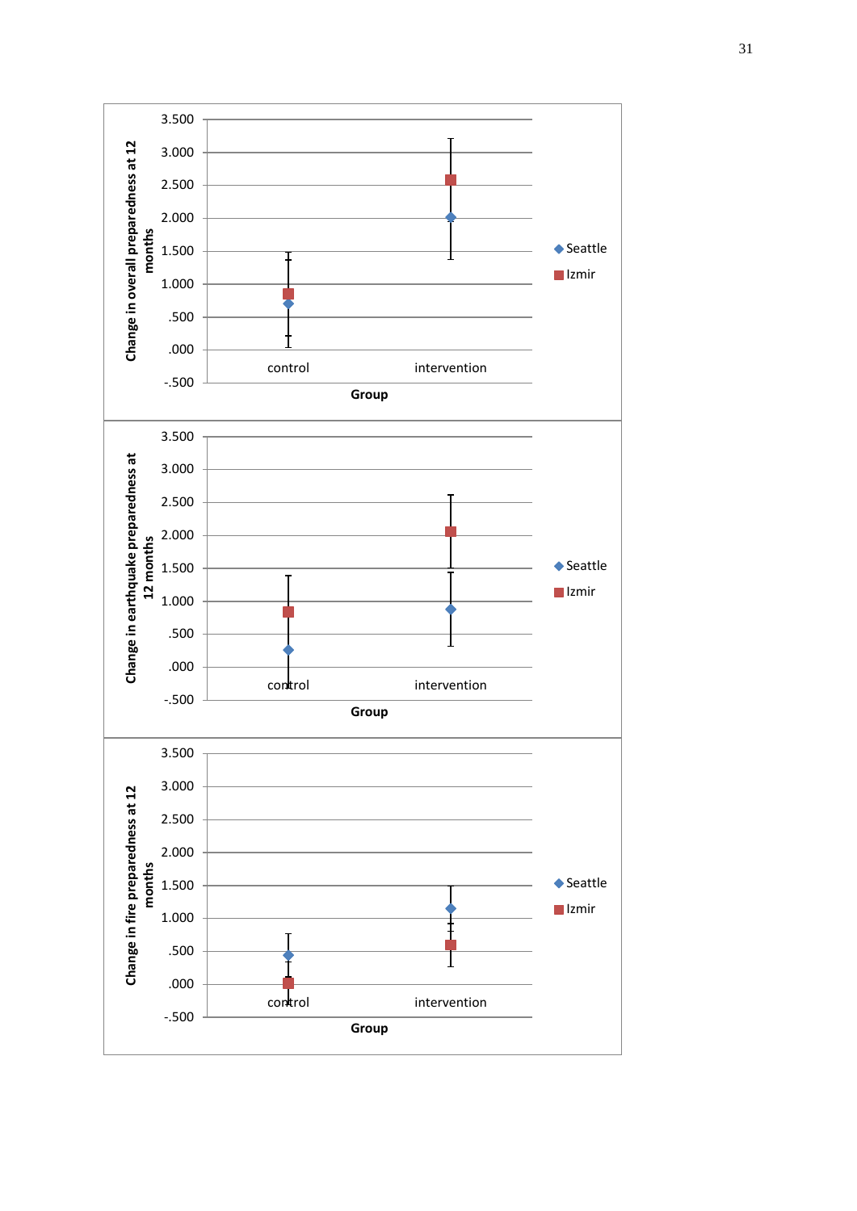Change in overall preparedness at 12 months

3.500
3.000
2.500
2.000
1.500
1.000
.500
.000
-.500

control intervention

Group

Seattle
Izmir

Change in earthquake preparedness at 12 months

3.500
3.000
2.500
2.000
1.500
1.000
.500
.000
-.500

control intervention

Group

Seattle
Izmir

Change in fire preparedness at 12 months

3.500
3.000
2.500
2.000
1.500
1.000
.500
.000
-.500

control intervention

Group

Seattle
Izmir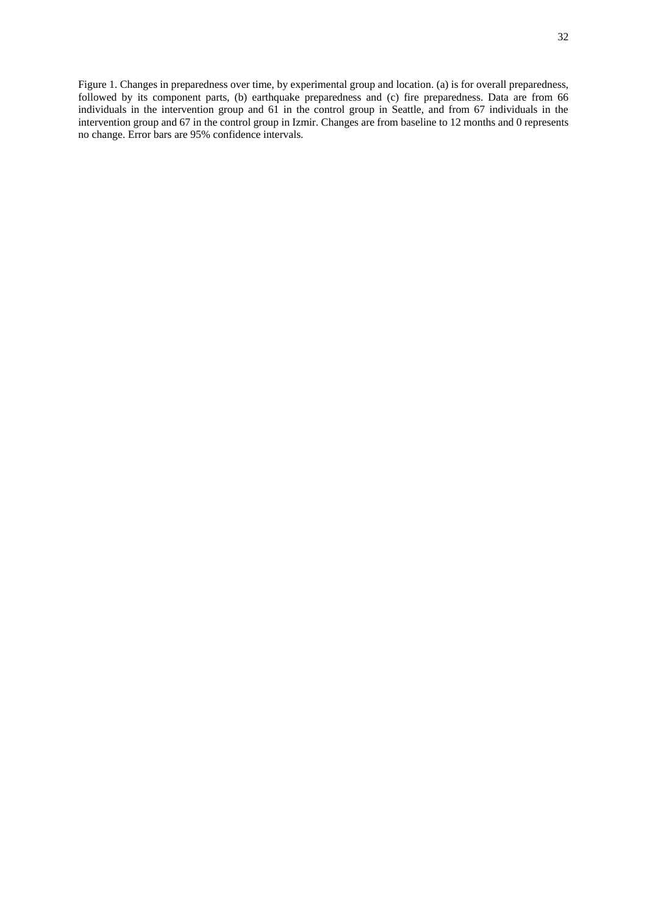Figure 1. Changes in preparedness over time, by experimental group and location. (a) is for overall preparedness, followed by its component parts, (b) earthquake preparedness and (c) fire preparedness. Data are from 66 individuals in the intervention group and 61 in the control group in Seattle, and from 67 individuals in the intervention group and 67 in the control group in Izmir. Changes are from baseline to 12 months and 0 represents no change. Error bars are 95% confidence intervals.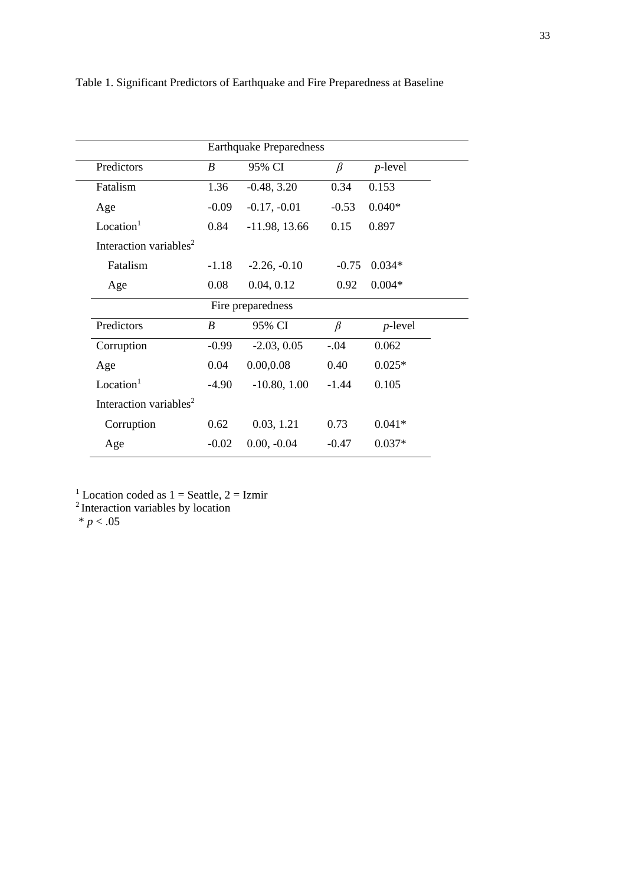Table 1. Significant Predictors of Earthquake and Fire Preparedness at Baseline

| | Earthquake Preparedness | | | |
|---|---|---|---|---|
| Predictors | *B* | 95% CI | *β* | *p*-level |
| Fatalism | 1.36 | -0.48, 3.20 | 0.34 | 0.153 |
| Age | -0.09 | -0.17, -0.01 | -0.53 | 0.040* |
| Location[1] | 0.84 | -11.98, 13.66 | 0.15 | 0.897 |
| Interaction variables[2] | | | | |
| Fatalism | -1.18 | -2.26, -0.10 | -0.75 | 0.034* |
| Age | 0.08 | 0.04, 0.12 | 0.92 | 0.004* |
| | Fire preparedness | | | |
| Predictors | *B* | 95% CI | *β* | *p*-level |
| Corruption | -0.99 | -2.03, 0.05 | -.04 | 0.062 |
| Age | 0.04 | 0.00,0.08 | 0.40 | 0.025* |
| Location[1] | -4.90 | -10.80, 1.00 | -1.44 | 0.105 |
| Interaction variables[2] | | | | |
| Corruption | 0.62 | 0.03, 1.21 | 0.73 | 0.041* |
| Age | -0.02 | 0.00, -0.04 | -0.47 | 0.037* |

[1] Location coded as 1 = Seattle, 2 = Izmir
[2] Interaction variables by location
\* $p < .05$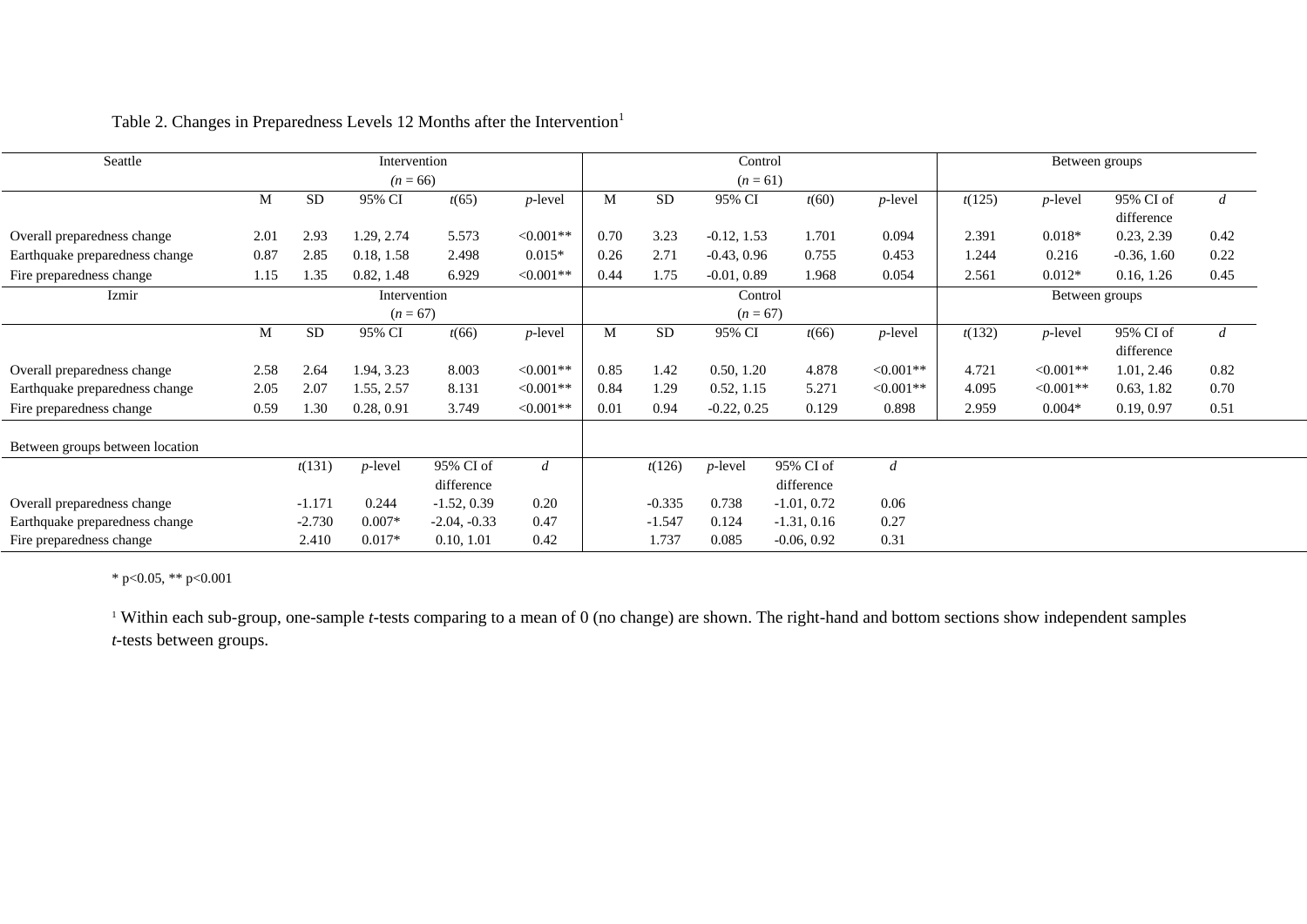Table 2. Changes in Preparedness Levels 12 Months after the Intervention[1]

| Seattle | Intervention ($n$ = 66) | | | | | Control ($n$ = 61) | | | | | Between groups | | | |
|---|---|---|---|---|---|---|---|---|---|---|---|---|---|---|
| | M | SD | 95% CI | $t(65)$ | $p$-level | M | SD | 95% CI | $t(60)$ | $p$-level | $t(125)$ | $p$-level | 95% CI of difference | $d$ |
| Overall preparedness change | 2.01 | 2.93 | 1.29, 2.74 | 5.573 | <0.001** | 0.70 | 3.23 | -0.12, 1.53 | 1.701 | 0.094 | 2.391 | 0.018* | 0.23, 2.39 | 0.42 |
| Earthquake preparedness change | 0.87 | 2.85 | 0.18, 1.58 | 2.498 | 0.015* | 0.26 | 2.71 | -0.43, 0.96 | 0.755 | 0.453 | 1.244 | 0.216 | -0.36, 1.60 | 0.22 |
| Fire preparedness change | 1.15 | 1.35 | 0.82, 1.48 | 6.929 | <0.001** | 0.44 | 1.75 | -0.01, 0.89 | 1.968 | 0.054 | 2.561 | 0.012* | 0.16, 1.26 | 0.45 |
| **Izmir** | Intervention ($n$ = 67) | | | | | Control ($n$ = 67) | | | | | Between groups | | | |
| | M | SD | 95% CI | $t(66)$ | $p$-level | M | SD | 95% CI | $t(66)$ | $p$-level | $t(132)$ | $p$-level | 95% CI of difference | $d$ |
| Overall preparedness change | 2.58 | 2.64 | 1.94, 3.23 | 8.003 | <0.001** | 0.85 | 1.42 | 0.50, 1.20 | 4.878 | <0.001** | 4.721 | <0.001** | 1.01, 2.46 | 0.82 |
| Earthquake preparedness change | 2.05 | 2.07 | 1.55, 2.57 | 8.131 | <0.001** | 0.84 | 1.29 | 0.52, 1.15 | 5.271 | <0.001** | 4.095 | <0.001** | 0.63, 1.82 | 0.70 |
| Fire preparedness change | 0.59 | 1.30 | 0.28, 0.91 | 3.749 | <0.001** | 0.01 | 0.94 | -0.22, 0.25 | 0.129 | 0.898 | 2.959 | 0.004* | 0.19, 0.97 | 0.51 |

| Between groups between location | $t(131)$ | $p$-level | 95% CI of difference | $d$ | $t(126)$ | $p$-level | 95% CI of difference | $d$ |
|---|---|---|---|---|---|---|---|---|
| Overall preparedness change | -1.171 | 0.244 | -1.52, 0.39 | 0.20 | -0.335 | 0.738 | -1.01, 0.72 | 0.06 |
| Earthquake preparedness change | -2.730 | 0.007* | -2.04, -0.33 | 0.47 | -1.547 | 0.124 | -1.31, 0.16 | 0.27 |
| Fire preparedness change | 2.410 | 0.017* | 0.10, 1.01 | 0.42 | 1.737 | 0.085 | -0.06, 0.92 | 0.31 |

* $p<0.05$, ** $p<0.001$

[1] Within each sub-group, one-sample *t*-tests comparing to a mean of 0 (no change) are shown. The right-hand and bottom sections show independent samples *t*-tests between groups.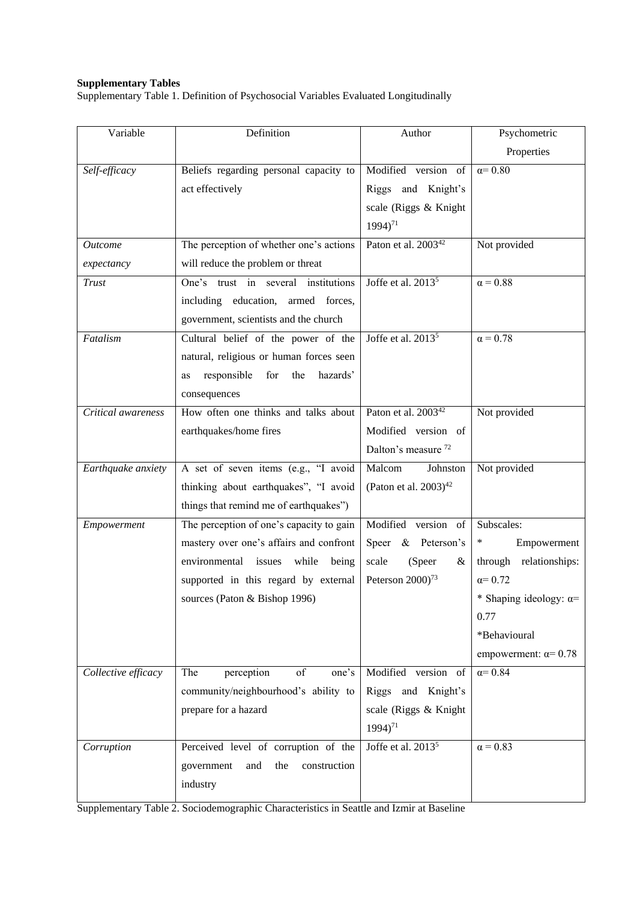**Supplementary Tables**

Supplementary Table 1. Definition of Psychosocial Variables Evaluated Longitudinally

| Variable | Definition | Author | Psychometric Properties |
|---|---|---|---|
| *Self-efficacy* | Beliefs regarding personal capacity to act effectively | Modified version of Riggs and Knight's scale (Riggs & Knight 1994)[71] | α= 0.80 |
| *Outcome expectancy* | The perception of whether one's actions will reduce the problem or threat | Paton et al. 2003[42] | Not provided |
| *Trust* | One's trust in several institutions including education, armed forces, government, scientists and the church | Joffe et al. 2013[5] | α = 0.88 |
| *Fatalism* | Cultural belief of the power of the natural, religious or human forces seen as responsible for the hazards' consequences | Joffe et al. 2013[5] | α = 0.78 |
| *Critical awareness* | How often one thinks and talks about earthquakes/home fires | Paton et al. 2003[42] Modified version of Dalton's measure [72] | Not provided |
| *Earthquake anxiety* | A set of seven items (e.g., "I avoid thinking about earthquakes", "I avoid things that remind me of earthquakes") | Malcom Johnston (Paton et al. 2003)[42] | Not provided |
| *Empowerment* | The perception of one's capacity to gain mastery over one's affairs and confront environmental issues while being supported in this regard by external sources (Paton & Bishop 1996) | Modified version of Speer & Peterson's scale (Speer & Peterson 2000)[73] | Subscales: * Empowerment through relationships: α= 0.72 * Shaping ideology: α= 0.77 *Behavioural empowerment: α= 0.78 |
| *Collective efficacy* | The perception of one's community/neighbourhood's ability to prepare for a hazard | Modified version of Riggs and Knight's scale (Riggs & Knight 1994)[71] | α= 0.84 |
| *Corruption* | Perceived level of corruption of the government and the construction industry | Joffe et al. 2013[5] | α = 0.83 |

Supplementary Table 2. Sociodemographic Characteristics in Seattle and Izmir at Baseline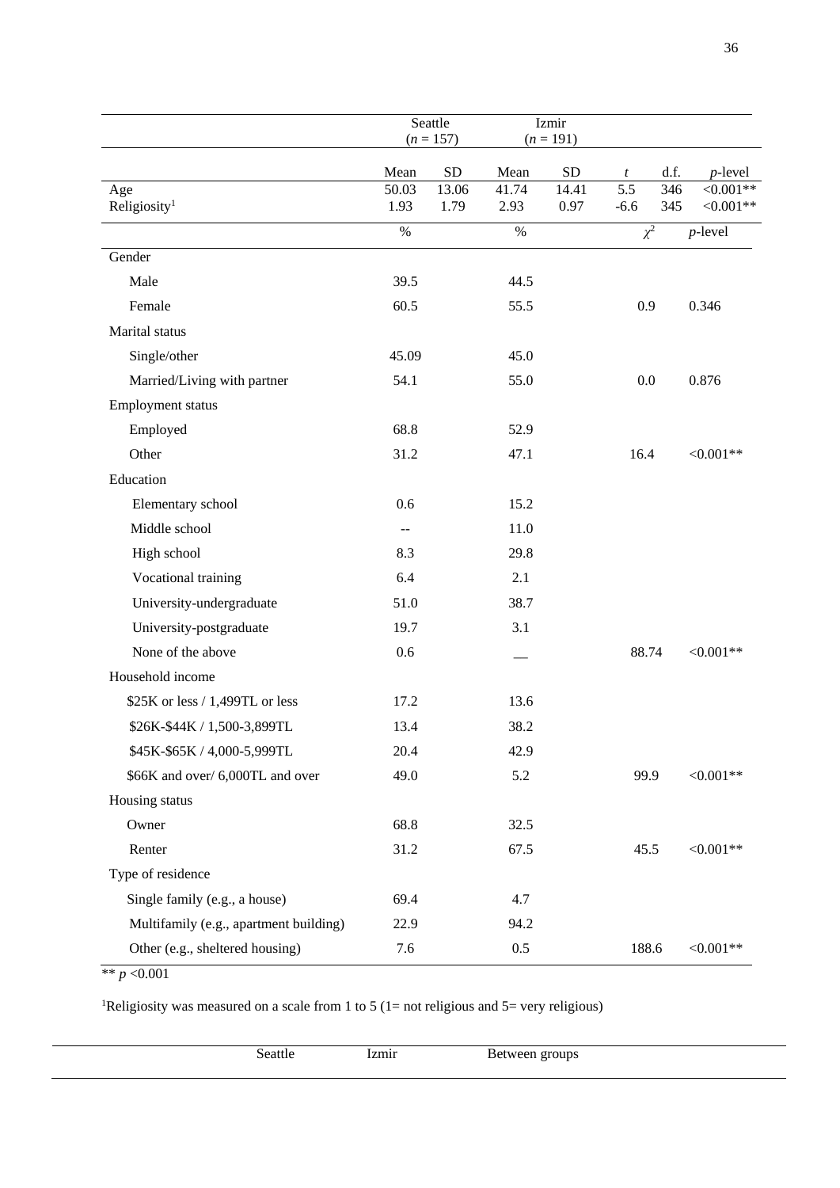| | Seattle ($n$ = 157) | | Izmir ($n$ = 191) | | | | |
|---|---|---|---|---|---|---|---|
| | Mean | SD | Mean | SD | $t$ | d.f. | $p$-level |
| Age | 50.03 | 13.06 | 41.74 | 14.41 | 5.5 | 346 | <0.001** |
| Religiosity[1] | 1.93 | 1.79 | 2.93 | 0.97 | -6.6 | 345 | <0.001** |
| | % | | % | | $\chi^2$ | | $p$-level |
| Gender | | | | | | | |
| Male | 39.5 | | 44.5 | | | | |
| Female | 60.5 | | 55.5 | | 0.9 | | 0.346 |
| Marital status | | | | | | | |
| Single/other | 45.09 | | 45.0 | | | | |
| Married/Living with partner | 54.1 | | 55.0 | | 0.0 | | 0.876 |
| Employment status | | | | | | | |
| Employed | 68.8 | | 52.9 | | | | |
| Other | 31.2 | | 47.1 | | 16.4 | | <0.001** |
| Education | | | | | | | |
| Elementary school | 0.6 | | 15.2 | | | | |
| Middle school | -- | | 11.0 | | | | |
| High school | 8.3 | | 29.8 | | | | |
| Vocational training | 6.4 | | 2.1 | | | | |
| University-undergraduate | 51.0 | | 38.7 | | | | |
| University-postgraduate | 19.7 | | 3.1 | | | | |
| None of the above | 0.6 | | __ | | 88.74 | | <0.001** |
| Household income | | | | | | | |
| $25K or less / 1,499TL or less | 17.2 | | 13.6 | | | | |
| $26K-$44K / 1,500-3,899TL | 13.4 | | 38.2 | | | | |
| $45K-$65K / 4,000-5,999TL | 20.4 | | 42.9 | | | | |
| $66K and over/ 6,000TL and over | 49.0 | | 5.2 | | 99.9 | | <0.001** |
| Housing status | | | | | | | |
| Owner | 68.8 | | 32.5 | | | | |
| Renter | 31.2 | | 67.5 | | 45.5 | | <0.001** |
| Type of residence | | | | | | | |
| Single family (e.g., a house) | 69.4 | | 4.7 | | | | |
| Multifamily (e.g., apartment building) | 22.9 | | 94.2 | | | | |
| Other (e.g., sheltered housing) | 7.6 | | 0.5 | | 188.6 | | <0.001** |

** $p$ <0.001

[1]Religiosity was measured on a scale from 1 to 5 (1= not religious and 5= very religious)

| | Seattle | Izmir | Between groups |
|---|---|---|---|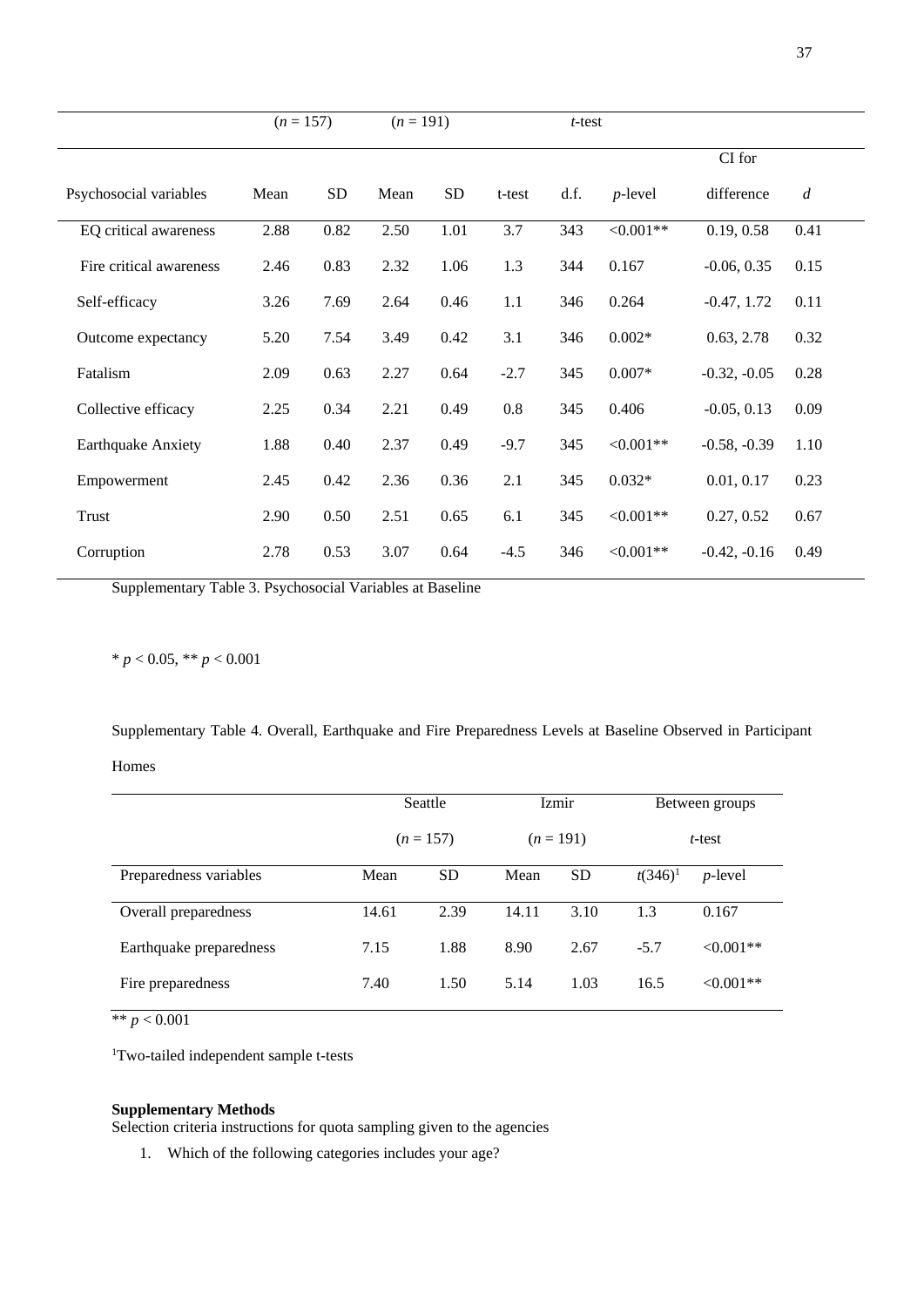| | (*n* = 157) | | (*n* = 191) | | *t*-test | | | | |
|---|---|---|---|---|---|---|---|---|---|
| Psychosocial variables | Mean | SD | Mean | SD | t-test | d.f. | *p*-level | CI for difference | *d* |
| EQ critical awareness | 2.88 | 0.82 | 2.50 | 1.01 | 3.7 | 343 | <0.001** | 0.19, 0.58 | 0.41 |
| Fire critical awareness | 2.46 | 0.83 | 2.32 | 1.06 | 1.3 | 344 | 0.167 | -0.06, 0.35 | 0.15 |
| Self-efficacy | 3.26 | 7.69 | 2.64 | 0.46 | 1.1 | 346 | 0.264 | -0.47, 1.72 | 0.11 |
| Outcome expectancy | 5.20 | 7.54 | 3.49 | 0.42 | 3.1 | 346 | 0.002* | 0.63, 2.78 | 0.32 |
| Fatalism | 2.09 | 0.63 | 2.27 | 0.64 | -2.7 | 345 | 0.007* | -0.32, -0.05 | 0.28 |
| Collective efficacy | 2.25 | 0.34 | 2.21 | 0.49 | 0.8 | 345 | 0.406 | -0.05, 0.13 | 0.09 |
| Earthquake Anxiety | 1.88 | 0.40 | 2.37 | 0.49 | -9.7 | 345 | <0.001** | -0.58, -0.39 | 1.10 |
| Empowerment | 2.45 | 0.42 | 2.36 | 0.36 | 2.1 | 345 | 0.032* | 0.01, 0.17 | 0.23 |
| Trust | 2.90 | 0.50 | 2.51 | 0.65 | 6.1 | 345 | <0.001** | 0.27, 0.52 | 0.67 |
| Corruption | 2.78 | 0.53 | 3.07 | 0.64 | -4.5 | 346 | <0.001** | -0.42, -0.16 | 0.49 |

Supplementary Table 3. Psychosocial Variables at Baseline

* $p < 0.05$, ** $p < 0.001$

Supplementary Table 4. Overall, Earthquake and Fire Preparedness Levels at Baseline Observed in Participant Homes

| | Seattle (*n* = 157) | | Izmir (*n* = 191) | | Between groups *t*-test | |
|---|---|---|---|---|---|---|
| Preparedness variables | Mean | SD | Mean | SD | $t(346)$[1] | *p*-level |
| Overall preparedness | 14.61 | 2.39 | 14.11 | 3.10 | 1.3 | 0.167 |
| Earthquake preparedness | 7.15 | 1.88 | 8.90 | 2.67 | -5.7 | <0.001** |
| Fire preparedness | 7.40 | 1.50 | 5.14 | 1.03 | 16.5 | <0.001** |

** $p < 0.001$

[1]Two-tailed independent sample t-tests

**Supplementary Methods**

Selection criteria instructions for quota sampling given to the agencies

1. Which of the following categories includes your age?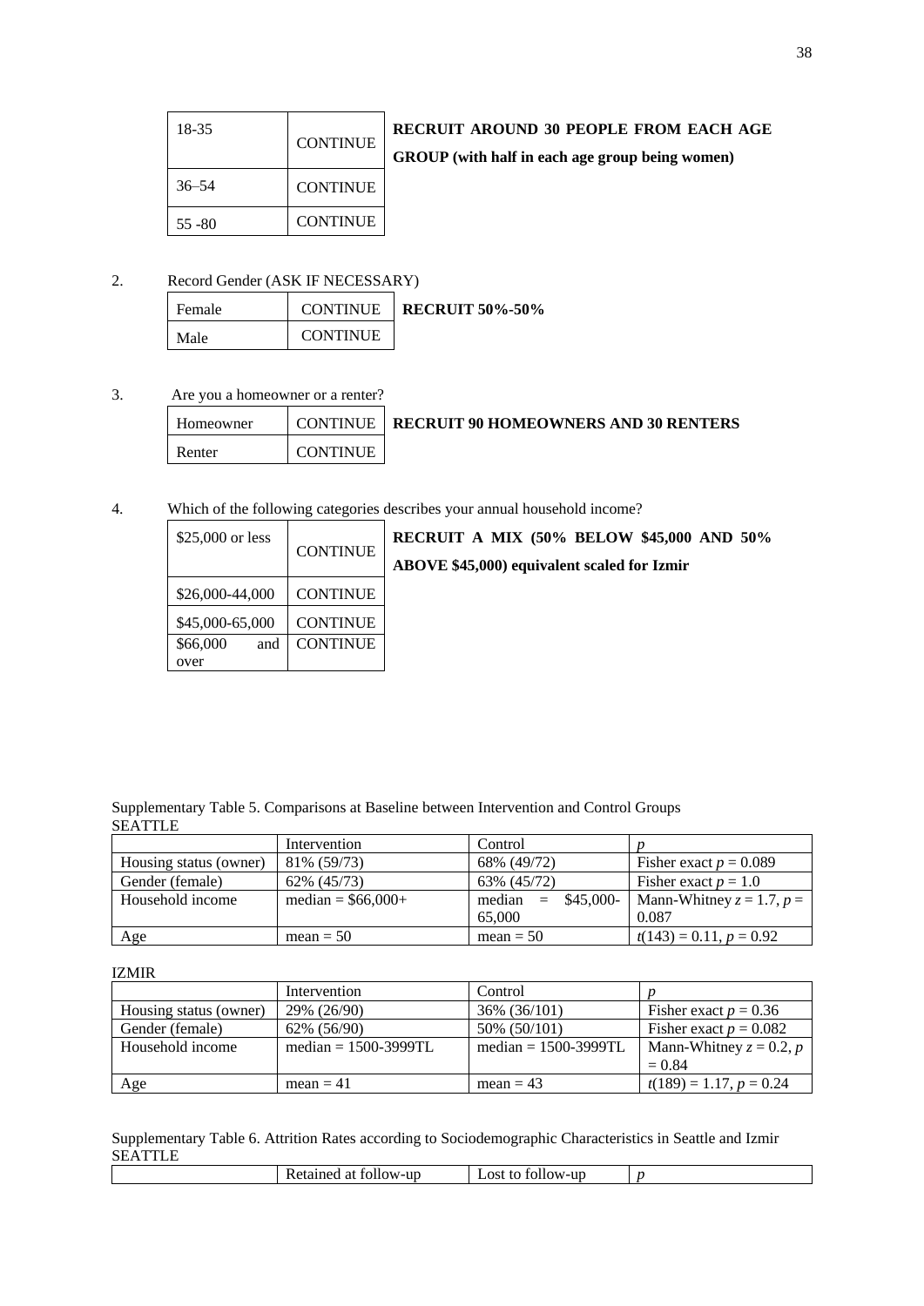| 18-35 | CONTINUE |
|---|---|
| 36–54 | CONTINUE |
| 55 -80 | CONTINUE |

**RECRUIT AROUND 30 PEOPLE FROM EACH AGE GROUP (with half in each age group being women)**

2. Record Gender (ASK IF NECESSARY)

| Female | CONTINUE |
|---|---|
| Male | CONTINUE |

**RECRUIT 50%-50%**

3. Are you a homeowner or a renter?

| Homeowner | CONTINUE |
|---|---|
| Renter | CONTINUE |

**RECRUIT 90 HOMEOWNERS AND 30 RENTERS**

4. Which of the following categories describes your annual household income?

| \$25,000 or less | CONTINUE |
|---|---|
| \$26,000-44,000 | CONTINUE |
| \$45,000-65,000 | CONTINUE |
| \$66,000 and over | CONTINUE |

**RECRUIT A MIX (50% BELOW \$45,000 AND 50% ABOVE \$45,000) equivalent scaled for Izmir**

Supplementary Table 5. Comparisons at Baseline between Intervention and Control Groups

SEATTLE

| | Intervention | Control | *p* |
|---|---|---|---|
| Housing status (owner) | 81% (59/73) | 68% (49/72) | Fisher exact $p = 0.089$ |
| Gender (female) | 62% (45/73) | 63% (45/72) | Fisher exact $p = 1.0$ |
| Household income | median = \$66,000+ | median = \$45,000-65,000 | Mann-Whitney $z = 1.7$, $p = 0.087$ |
| Age | mean = 50 | mean = 50 | $t(143) = 0.11$, $p = 0.92$ |

IZMIR

| | Intervention | Control | *p* |
|---|---|---|---|
| Housing status (owner) | 29% (26/90) | 36% (36/101) | Fisher exact $p = 0.36$ |
| Gender (female) | 62% (56/90) | 50% (50/101) | Fisher exact $p = 0.082$ |
| Household income | median = 1500-3999TL | median = 1500-3999TL | Mann-Whitney $z = 0.2$, $p = 0.84$ |
| Age | mean = 41 | mean = 43 | $t(189) = 1.17$, $p = 0.24$ |

Supplementary Table 6. Attrition Rates according to Sociodemographic Characteristics in Seattle and Izmir

SEATTLE

| | Retained at follow-up | Lost to follow-up | *p* |
|---|---|---|---|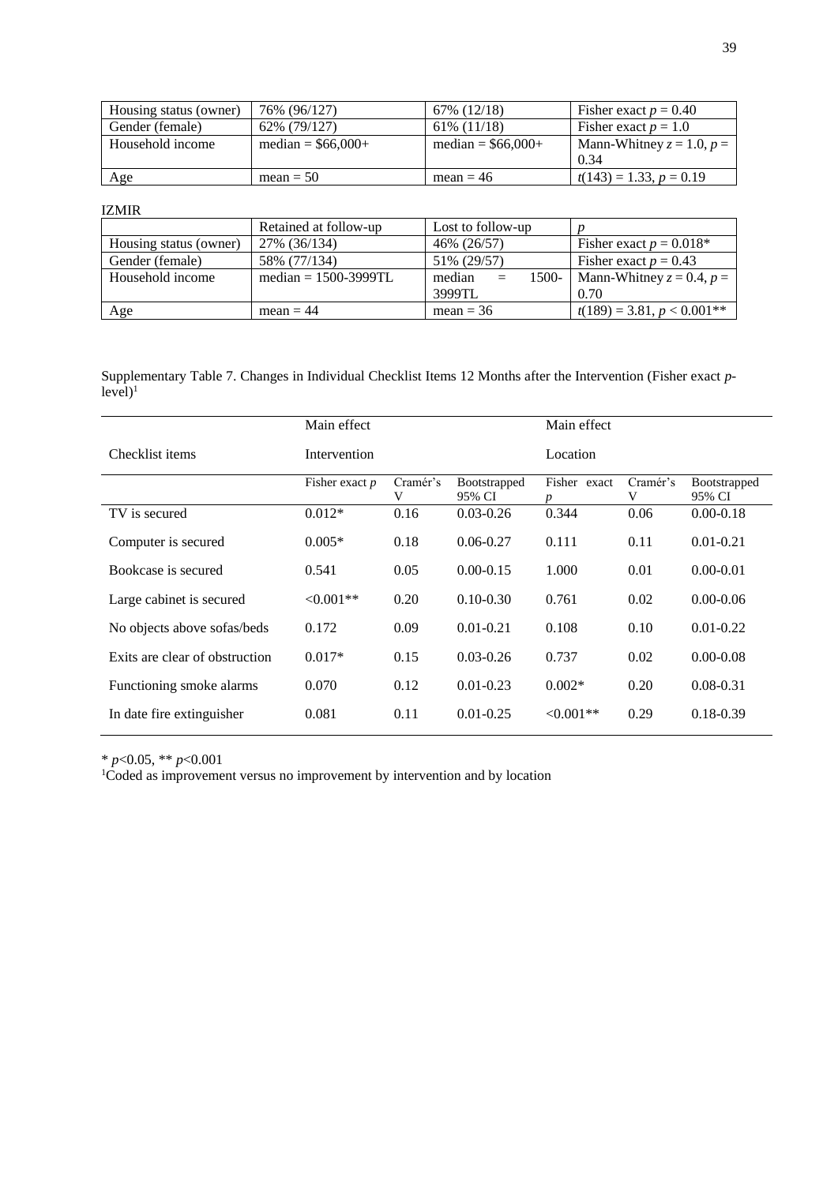| Housing status (owner) | 76% (96/127) | 67% (12/18) | Fisher exact $p = 0.40$ |
|---|---|---|---|
| Gender (female) | 62% (79/127) | 61% (11/18) | Fisher exact $p = 1.0$ |
| Household income | median = $66,000+ | median = $66,000+ | Mann-Whitney $z = 1.0$, $p = 0.34$ |
| Age | mean = 50 | mean = 46 | $t(143) = 1.33$, $p = 0.19$ |

IZMIR

| | Retained at follow-up | Lost to follow-up | $p$ |
|---|---|---|---|
| Housing status (owner) | 27% (36/134) | 46% (26/57) | Fisher exact $p = 0.018$* |
| Gender (female) | 58% (77/134) | 51% (29/57) | Fisher exact $p = 0.43$ |
| Household income | median = 1500-3999TL | median = 1500-3999TL | Mann-Whitney $z = 0.4$, $p = 0.70$ |
| Age | mean = 44 | mean = 36 | $t(189) = 3.81$, $p < 0.001$** |

Supplementary Table 7. Changes in Individual Checklist Items 12 Months after the Intervention (Fisher exact *p*-level)[1]

| | Main effect | | | Main effect | | |
|---|---|---|---|---|---|---|
| Checklist items | Intervention | | | Location | | |
| | Fisher exact *p* | Cramér's V | Bootstrapped 95% CI | Fisher exact *p* | Cramér's V | Bootstrapped 95% CI |
| TV is secured | 0.012* | 0.16 | 0.03-0.26 | 0.344 | 0.06 | 0.00-0.18 |
| Computer is secured | 0.005* | 0.18 | 0.06-0.27 | 0.111 | 0.11 | 0.01-0.21 |
| Bookcase is secured | 0.541 | 0.05 | 0.00-0.15 | 1.000 | 0.01 | 0.00-0.01 |
| Large cabinet is secured | <0.001** | 0.20 | 0.10-0.30 | 0.761 | 0.02 | 0.00-0.06 |
| No objects above sofas/beds | 0.172 | 0.09 | 0.01-0.21 | 0.108 | 0.10 | 0.01-0.22 |
| Exits are clear of obstruction | 0.017* | 0.15 | 0.03-0.26 | 0.737 | 0.02 | 0.00-0.08 |
| Functioning smoke alarms | 0.070 | 0.12 | 0.01-0.23 | 0.002* | 0.20 | 0.08-0.31 |
| In date fire extinguisher | 0.081 | 0.11 | 0.01-0.25 | <0.001** | 0.29 | 0.18-0.39 |

* $p<0.05$, ** $p<0.001$

[1]Coded as improvement versus no improvement by intervention and by location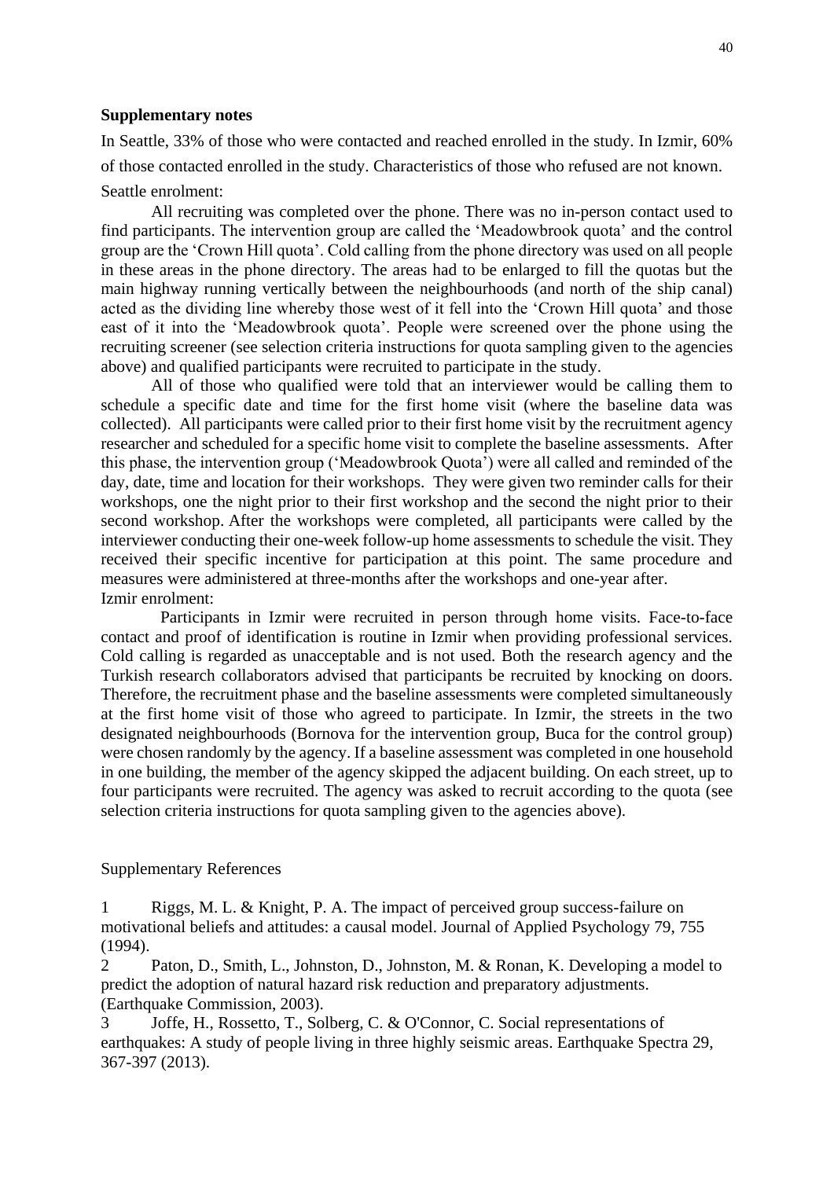**Supplementary notes**

In Seattle, 33% of those who were contacted and reached enrolled in the study. In Izmir, 60% of those contacted enrolled in the study. Characteristics of those who refused are not known.

Seattle enrolment:

All recruiting was completed over the phone. There was no in-person contact used to find participants. The intervention group are called the 'Meadowbrook quota' and the control group are the 'Crown Hill quota'. Cold calling from the phone directory was used on all people in these areas in the phone directory. The areas had to be enlarged to fill the quotas but the main highway running vertically between the neighbourhoods (and north of the ship canal) acted as the dividing line whereby those west of it fell into the 'Crown Hill quota' and those east of it into the 'Meadowbrook quota'. People were screened over the phone using the recruiting screener (see selection criteria instructions for quota sampling given to the agencies above) and qualified participants were recruited to participate in the study.

All of those who qualified were told that an interviewer would be calling them to schedule a specific date and time for the first home visit (where the baseline data was collected). All participants were called prior to their first home visit by the recruitment agency researcher and scheduled for a specific home visit to complete the baseline assessments. After this phase, the intervention group ('Meadowbrook Quota') were all called and reminded of the day, date, time and location for their workshops. They were given two reminder calls for their workshops, one the night prior to their first workshop and the second the night prior to their second workshop. After the workshops were completed, all participants were called by the interviewer conducting their one-week follow-up home assessments to schedule the visit. They received their specific incentive for participation at this point. The same procedure and measures were administered at three-months after the workshops and one-year after.

Izmir enrolment:

Participants in Izmir were recruited in person through home visits. Face-to-face contact and proof of identification is routine in Izmir when providing professional services. Cold calling is regarded as unacceptable and is not used. Both the research agency and the Turkish research collaborators advised that participants be recruited by knocking on doors. Therefore, the recruitment phase and the baseline assessments were completed simultaneously at the first home visit of those who agreed to participate. In Izmir, the streets in the two designated neighbourhoods (Bornova for the intervention group, Buca for the control group) were chosen randomly by the agency. If a baseline assessment was completed in one household in one building, the member of the agency skipped the adjacent building. On each street, up to four participants were recruited. The agency was asked to recruit according to the quota (see selection criteria instructions for quota sampling given to the agencies above).

Supplementary References

1 Riggs, M. L. & Knight, P. A. The impact of perceived group success-failure on motivational beliefs and attitudes: a causal model. Journal of Applied Psychology 79, 755 (1994).

2 Paton, D., Smith, L., Johnston, D., Johnston, M. & Ronan, K. Developing a model to predict the adoption of natural hazard risk reduction and preparatory adjustments. (Earthquake Commission, 2003).

3 Joffe, H., Rossetto, T., Solberg, C. & O'Connor, C. Social representations of earthquakes: A study of people living in three highly seismic areas. Earthquake Spectra 29, 367-397 (2013).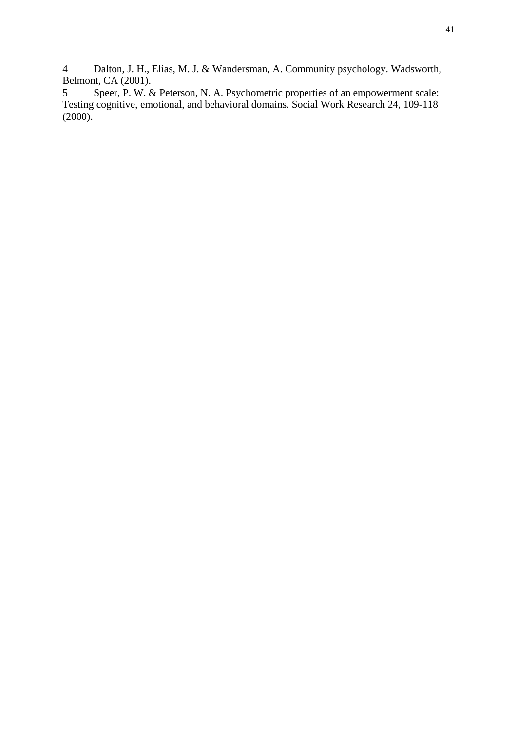4 Dalton, J. H., Elias, M. J. & Wandersman, A. Community psychology. Wadsworth, Belmont, CA (2001).

5 Speer, P. W. & Peterson, N. A. Psychometric properties of an empowerment scale: Testing cognitive, emotional, and behavioral domains. Social Work Research 24, 109-118 (2000).